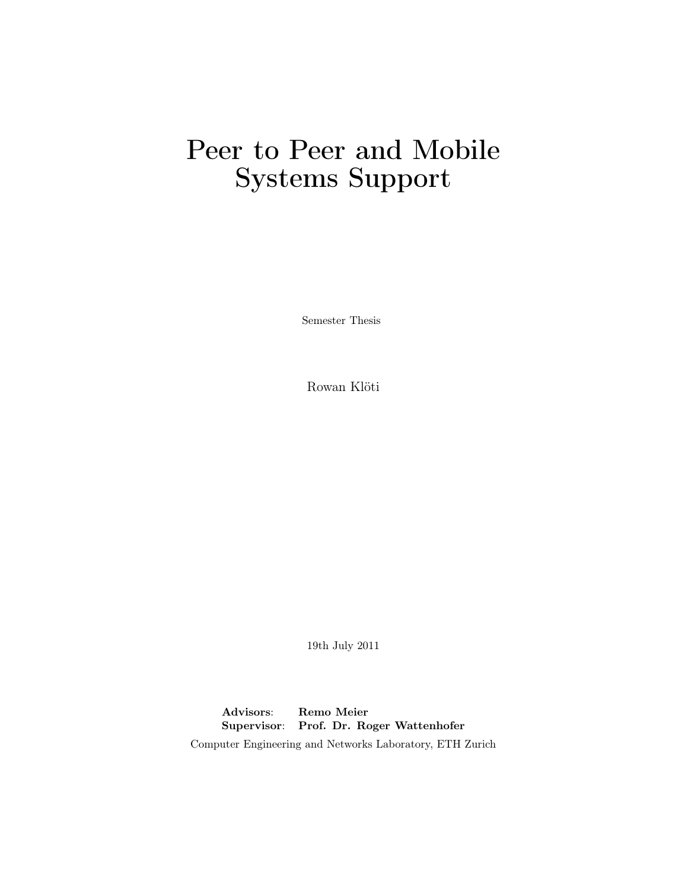# Peer to Peer and Mobile Systems Support

Semester Thesis

Rowan Klöti

19th July 2011

**Advisors**: **Remo Meier**
**Supervisor**: **Prof. Dr. Roger Wattenhofer**

Computer Engineering and Networks Laboratory, ETH Zurich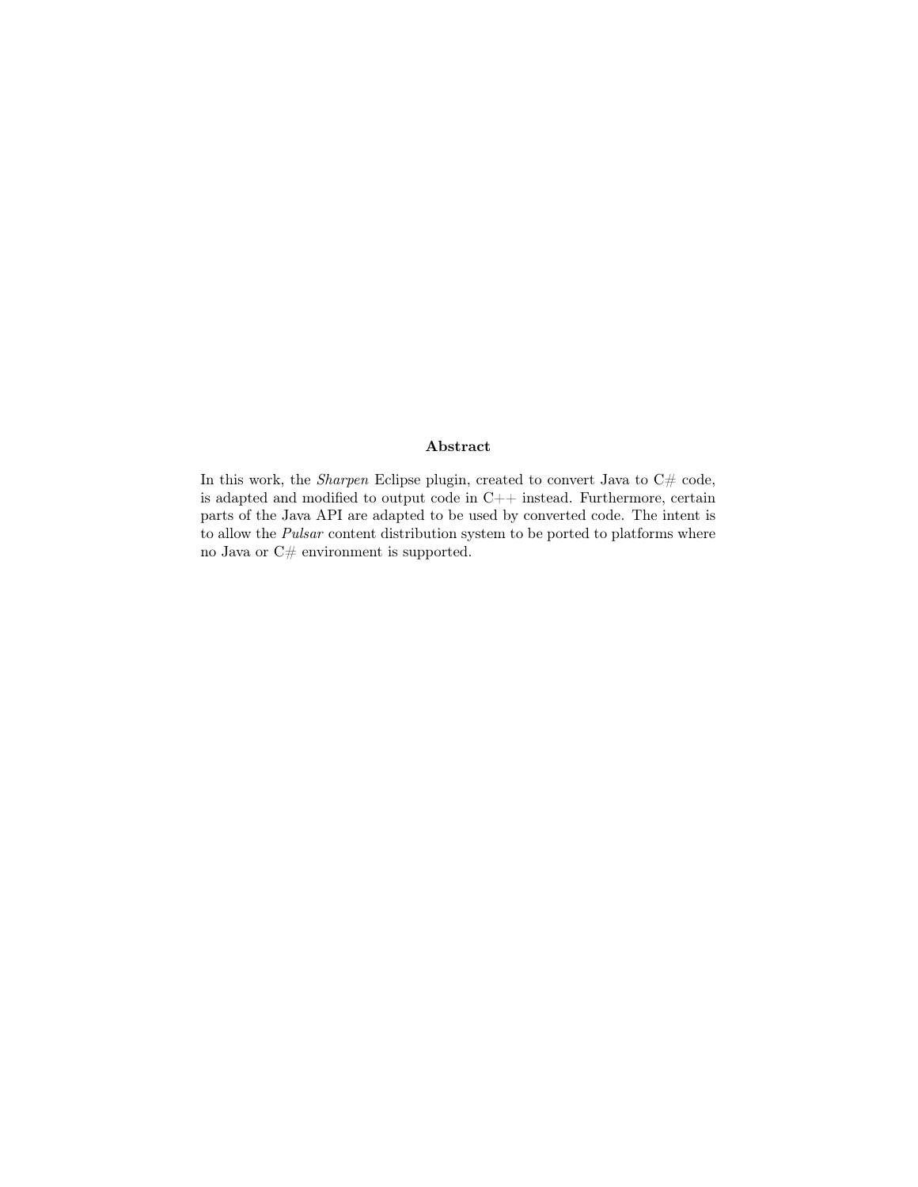## Abstract

In this work, the *Sharpen* Eclipse plugin, created to convert Java to C# code, is adapted and modified to output code in C++ instead. Furthermore, certain parts of the Java API are adapted to be used by converted code. The intent is to allow the *Pulsar* content distribution system to be ported to platforms where no Java or C# environment is supported.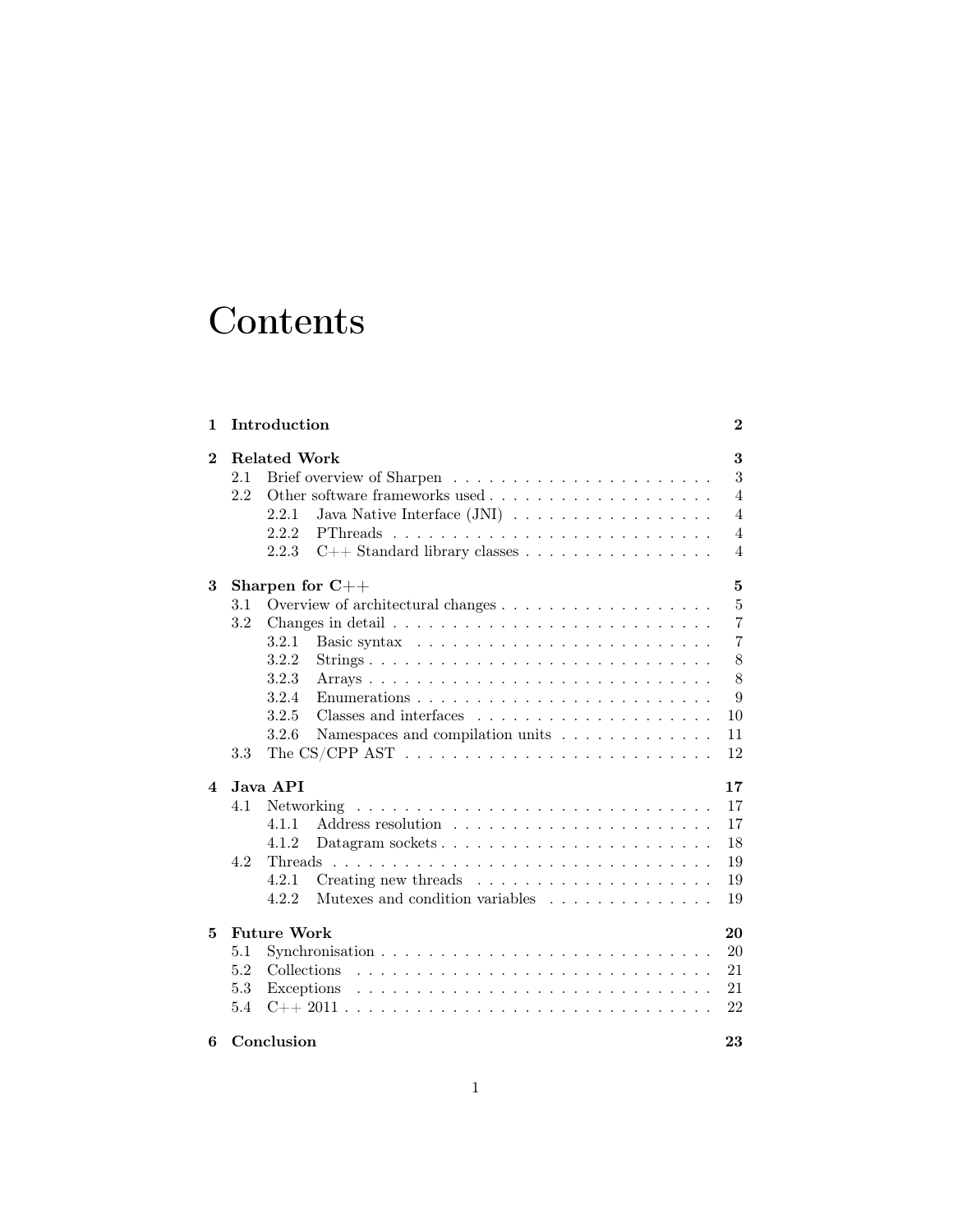# Contents

| | | |
|---|---|---|
| **1** | **Introduction** | **2** |
| **2** | **Related Work** | **3** |
| 2.1 | Brief overview of Sharpen | 3 |
| 2.2 | Other software frameworks used | 4 |
| 2.2.1 | Java Native Interface (JNI) | 4 |
| 2.2.2 | PThreads | 4 |
| 2.2.3 | C++ Standard library classes | 4 |
| **3** | **Sharpen for C++** | **5** |
| 3.1 | Overview of architectural changes | 5 |
| 3.2 | Changes in detail | 7 |
| 3.2.1 | Basic syntax | 7 |
| 3.2.2 | Strings | 8 |
| 3.2.3 | Arrays | 8 |
| 3.2.4 | Enumerations | 9 |
| 3.2.5 | Classes and interfaces | 10 |
| 3.2.6 | Namespaces and compilation units | 11 |
| 3.3 | The CS/CPP AST | 12 |
| **4** | **Java API** | **17** |
| 4.1 | Networking | 17 |
| 4.1.1 | Address resolution | 17 |
| 4.1.2 | Datagram sockets | 18 |
| 4.2 | Threads | 19 |
| 4.2.1 | Creating new threads | 19 |
| 4.2.2 | Mutexes and condition variables | 19 |
| **5** | **Future Work** | **20** |
| 5.1 | Synchronisation | 20 |
| 5.2 | Collections | 21 |
| 5.3 | Exceptions | 21 |
| 5.4 | C++ 2011 | 22 |
| **6** | **Conclusion** | **23** |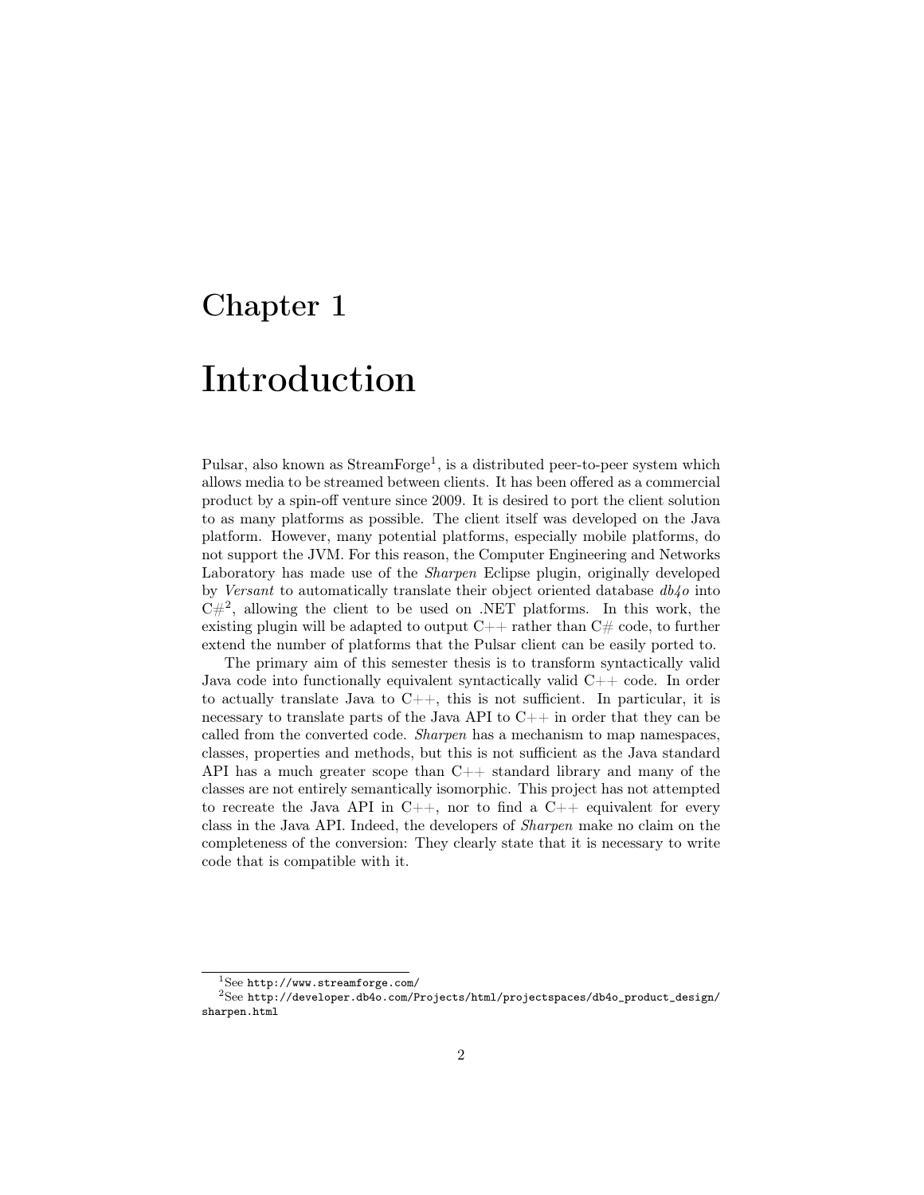# Chapter 1

# Introduction

Pulsar, also known as StreamForge[1], is a distributed peer-to-peer system which allows media to be streamed between clients. It has been offered as a commercial product by a spin-off venture since 2009. It is desired to port the client solution to as many platforms as possible. The client itself was developed on the Java platform. However, many potential platforms, especially mobile platforms, do not support the JVM. For this reason, the Computer Engineering and Networks Laboratory has made use of the *Sharpen* Eclipse plugin, originally developed by *Versant* to automatically translate their object oriented database *db4o* into C#[2], allowing the client to be used on .NET platforms. In this work, the existing plugin will be adapted to output C++ rather than C# code, to further extend the number of platforms that the Pulsar client can be easily ported to.

The primary aim of this semester thesis is to transform syntactically valid Java code into functionally equivalent syntactically valid C++ code. In order to actually translate Java to C++, this is not sufficient. In particular, it is necessary to translate parts of the Java API to C++ in order that they can be called from the converted code. *Sharpen* has a mechanism to map namespaces, classes, properties and methods, but this is not sufficient as the Java standard API has a much greater scope than C++ standard library and many of the classes are not entirely semantically isomorphic. This project has not attempted to recreate the Java API in C++, nor to find a C++ equivalent for every class in the Java API. Indeed, the developers of *Sharpen* make no claim on the completeness of the conversion: They clearly state that it is necessary to write code that is compatible with it.

[1] See `http://www.streamforge.com/`

[2] See `http://developer.db4o.com/Projects/html/projectspaces/db4o_product_design/sharpen.html`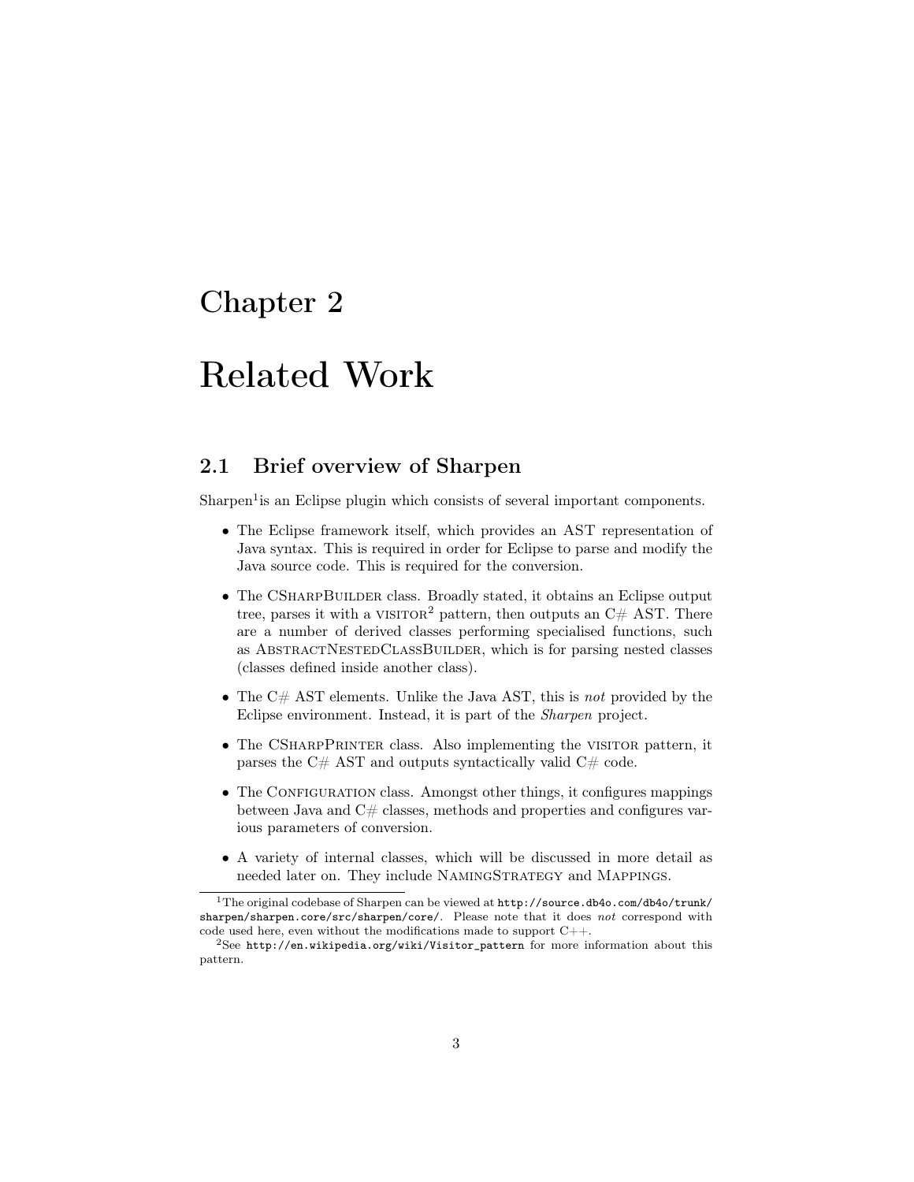# Chapter 2

# Related Work

## 2.1 Brief overview of Sharpen

Sharpen[1]is an Eclipse plugin which consists of several important components.

- The Eclipse framework itself, which provides an AST representation of Java syntax. This is required in order for Eclipse to parse and modify the Java source code. This is required for the conversion.
- The CSharpBuilder class. Broadly stated, it obtains an Eclipse output tree, parses it with a visitor[2] pattern, then outputs an C# AST. There are a number of derived classes performing specialised functions, such as AbstractNestedClassBuilder, which is for parsing nested classes (classes defined inside another class).
- The C# AST elements. Unlike the Java AST, this is *not* provided by the Eclipse environment. Instead, it is part of the *Sharpen* project.
- The CSharpPrinter class. Also implementing the visitor pattern, it parses the C# AST and outputs syntactically valid C# code.
- The Configuration class. Amongst other things, it configures mappings between Java and C# classes, methods and properties and configures various parameters of conversion.
- A variety of internal classes, which will be discussed in more detail as needed later on. They include NamingStrategy and Mappings.

[1] The original codebase of Sharpen can be viewed at `http://source.db4o.com/db4o/trunk/sharpen/sharpen.core/src/sharpen/core/`. Please note that it does *not* correspond with code used here, even without the modifications made to support C++.

[2] See `http://en.wikipedia.org/wiki/Visitor_pattern` for more information about this pattern.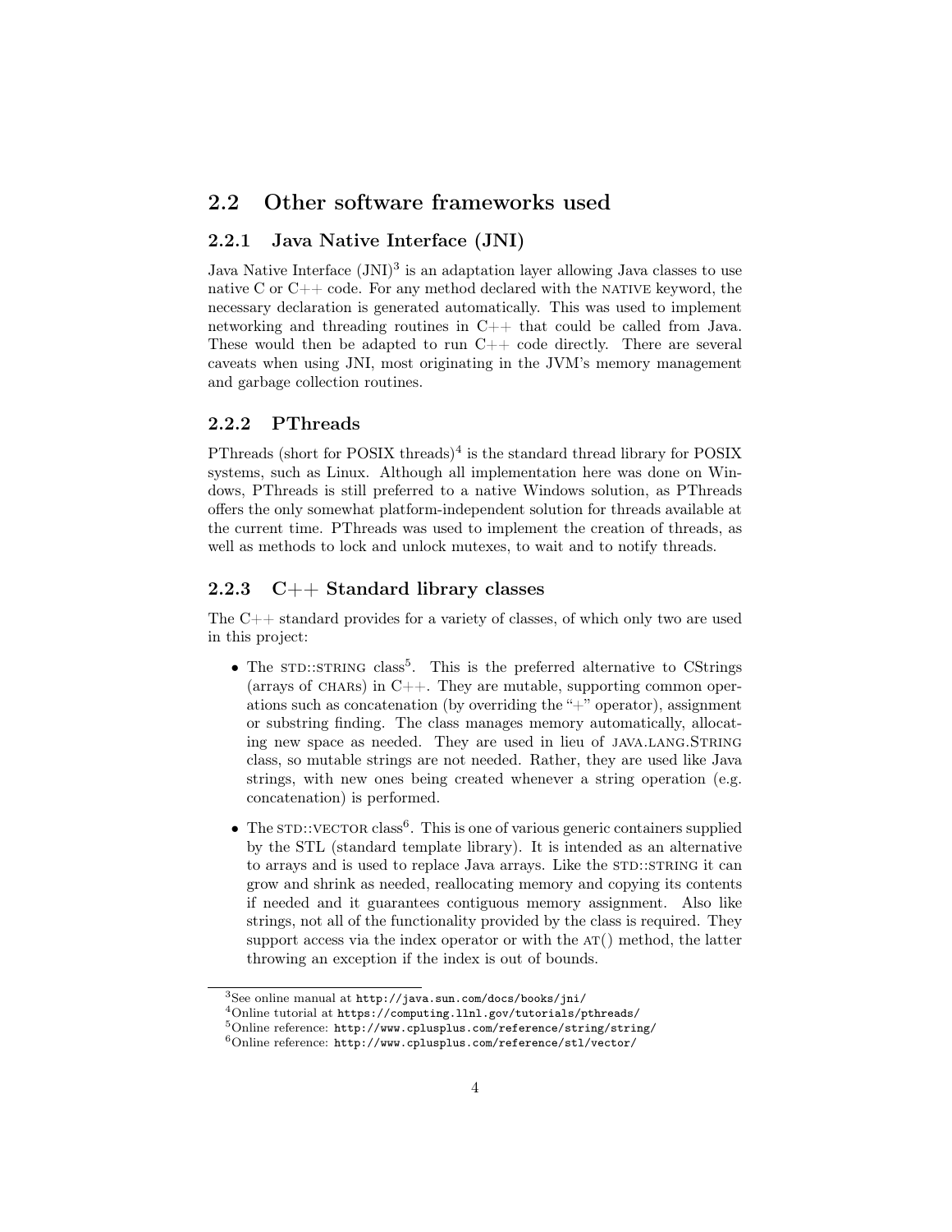## 2.2 Other software frameworks used

### 2.2.1 Java Native Interface (JNI)

Java Native Interface (JNI)[3] is an adaptation layer allowing Java classes to use native C or C++ code. For any method declared with the NATIVE keyword, the necessary declaration is generated automatically. This was used to implement networking and threading routines in C++ that could be called from Java. These would then be adapted to run C++ code directly. There are several caveats when using JNI, most originating in the JVM's memory management and garbage collection routines.

### 2.2.2 PThreads

PThreads (short for POSIX threads)[4] is the standard thread library for POSIX systems, such as Linux. Although all implementation here was done on Windows, PThreads is still preferred to a native Windows solution, as PThreads offers the only somewhat platform-independent solution for threads available at the current time. PThreads was used to implement the creation of threads, as well as methods to lock and unlock mutexes, to wait and to notify threads.

### 2.2.3 C++ Standard library classes

The C++ standard provides for a variety of classes, of which only two are used in this project:

- The STD::STRING class[5]. This is the preferred alternative to CStrings (arrays of CHARS) in C++. They are mutable, supporting common operations such as concatenation (by overriding the "+" operator), assignment or substring finding. The class manages memory automatically, allocating new space as needed. They are used in lieu of JAVA.LANG.STRING class, so mutable strings are not needed. Rather, they are used like Java strings, with new ones being created whenever a string operation (e.g. concatenation) is performed.

- The STD::VECTOR class[6]. This is one of various generic containers supplied by the STL (standard template library). It is intended as an alternative to arrays and is used to replace Java arrays. Like the STD::STRING it can grow and shrink as needed, reallocating memory and copying its contents if needed and it guarantees contiguous memory assignment. Also like strings, not all of the functionality provided by the class is required. They support access via the index operator or with the AT() method, the latter throwing an exception if the index is out of bounds.

[3] See online manual at `http://java.sun.com/docs/books/jni/`

[4] Online tutorial at `https://computing.llnl.gov/tutorials/pthreads/`

[5] Online reference: `http://www.cplusplus.com/reference/string/string/`

[6] Online reference: `http://www.cplusplus.com/reference/stl/vector/`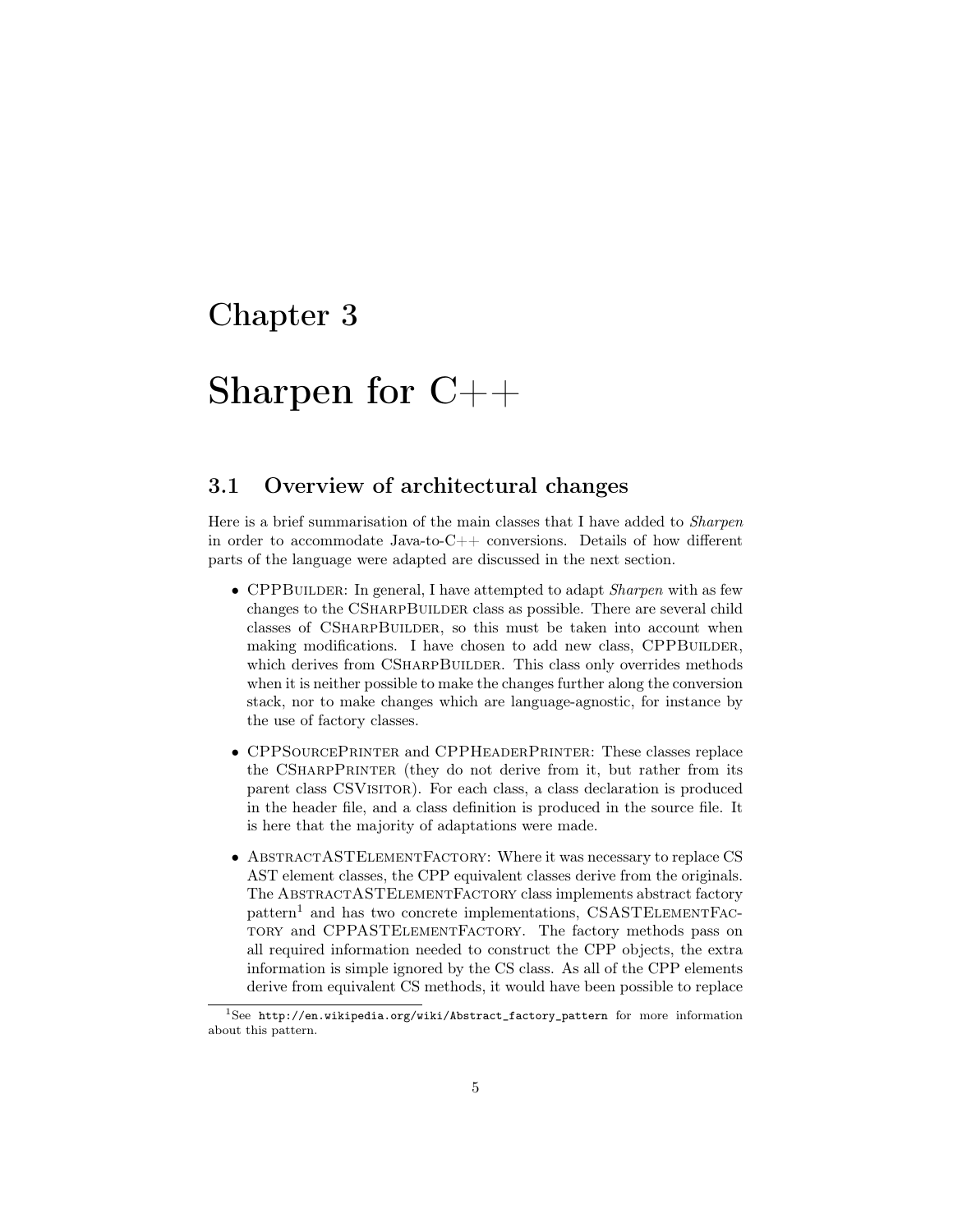# Chapter 3

# Sharpen for C++

## 3.1 Overview of architectural changes

Here is a brief summarisation of the main classes that I have added to *Sharpen* in order to accommodate Java-to-C++ conversions. Details of how different parts of the language were adapted are discussed in the next section.

- CPPBuilder: In general, I have attempted to adapt *Sharpen* with as few changes to the CSharpBuilder class as possible. There are several child classes of CSharpBuilder, so this must be taken into account when making modifications. I have chosen to add new class, CPPBuilder, which derives from CSharpBuilder. This class only overrides methods when it is neither possible to make the changes further along the conversion stack, nor to make changes which are language-agnostic, for instance by the use of factory classes.

- CPPSourcePrinter and CPPHeaderPrinter: These classes replace the CSharpPrinter (they do not derive from it, but rather from its parent class CSVisitor). For each class, a class declaration is produced in the header file, and a class definition is produced in the source file. It is here that the majority of adaptations were made.

- AbstractASTElementFactory: Where it was necessary to replace CS AST element classes, the CPP equivalent classes derive from the originals. The AbstractASTElementFactory class implements abstract factory pattern[1] and has two concrete implementations, CSASTElementFactory and CPPASTElementFactory. The factory methods pass on all required information needed to construct the CPP objects, the extra information is simple ignored by the CS class. As all of the CPP elements derive from equivalent CS methods, it would have been possible to replace

[1] See `http://en.wikipedia.org/wiki/Abstract_factory_pattern` for more information about this pattern.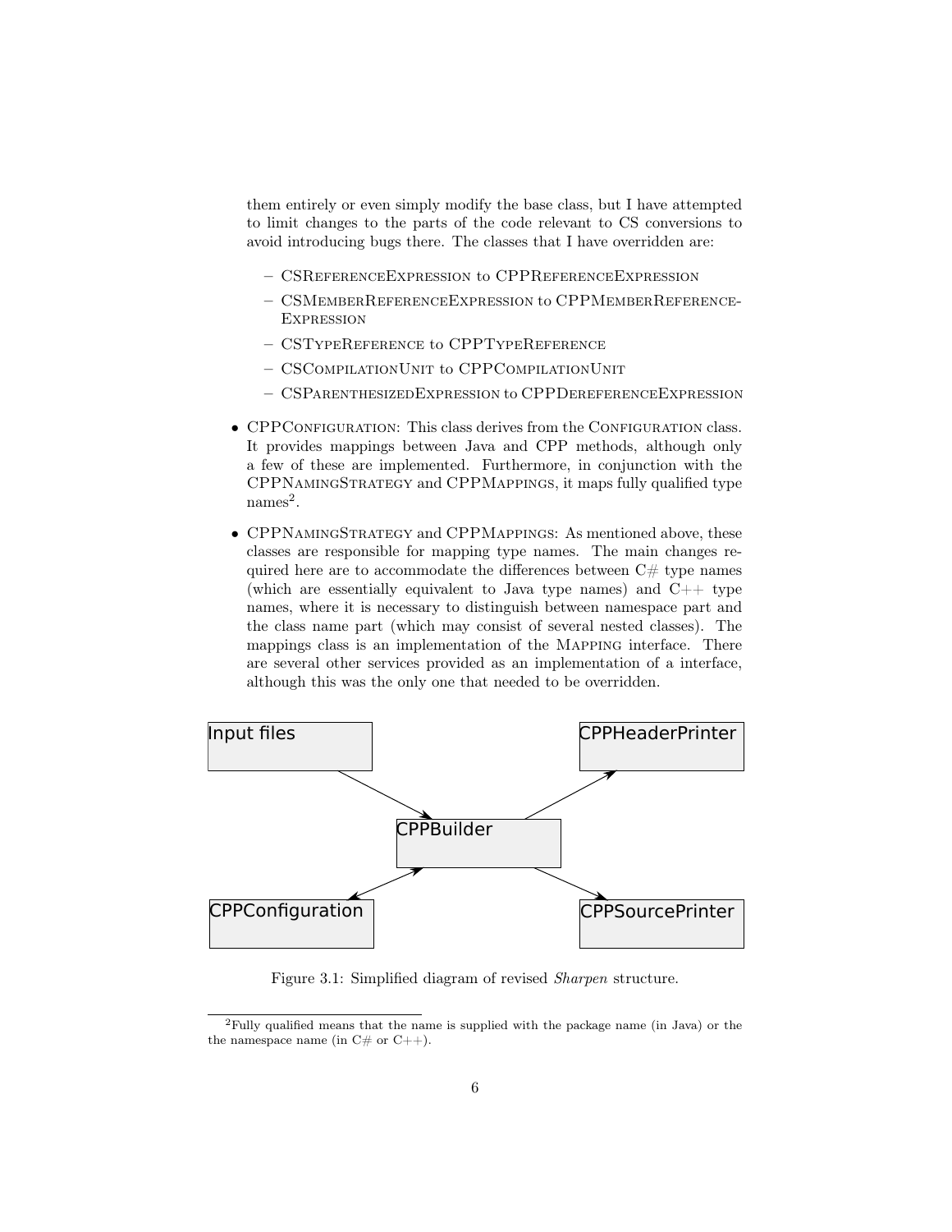them entirely or even simply modify the base class, but I have attempted to limit changes to the parts of the code relevant to CS conversions to avoid introducing bugs there. The classes that I have overridden are:

  - CSReferenceExpression to CPPReferenceExpression
  - CSMemberReferenceExpression to CPPMemberReferenceExpression
  - CSTypeReference to CPPTypeReference
  - CSCompilationUnit to CPPCompilationUnit
  - CSParenthesizedExpression to CPPDereferenceExpression

- CPPConfiguration: This class derives from the Configuration class. It provides mappings between Java and CPP methods, although only a few of these are implemented. Furthermore, in conjunction with the CPPNamingStrategy and CPPMappings, it maps fully qualified type names[2].

- CPPNamingStrategy and CPPMappings: As mentioned above, these classes are responsible for mapping type names. The main changes required here are to accommodate the differences between C# type names (which are essentially equivalent to Java type names) and C++ type names, where it is necessary to distinguish between namespace part and the class name part (which may consist of several nested classes). The mappings class is an implementation of the Mapping interface. There are several other services provided as an implementation of a interface, although this was the only one that needed to be overridden.

Input files → CPPBuilder; CPPBuilder ↔ CPPConfiguration; CPPBuilder → CPPHeaderPrinter; CPPBuilder → CPPSourcePrinter

Figure 3.1: Simplified diagram of revised *Sharpen* structure.

[2] Fully qualified means that the name is supplied with the package name (in Java) or the the namespace name (in C# or C++).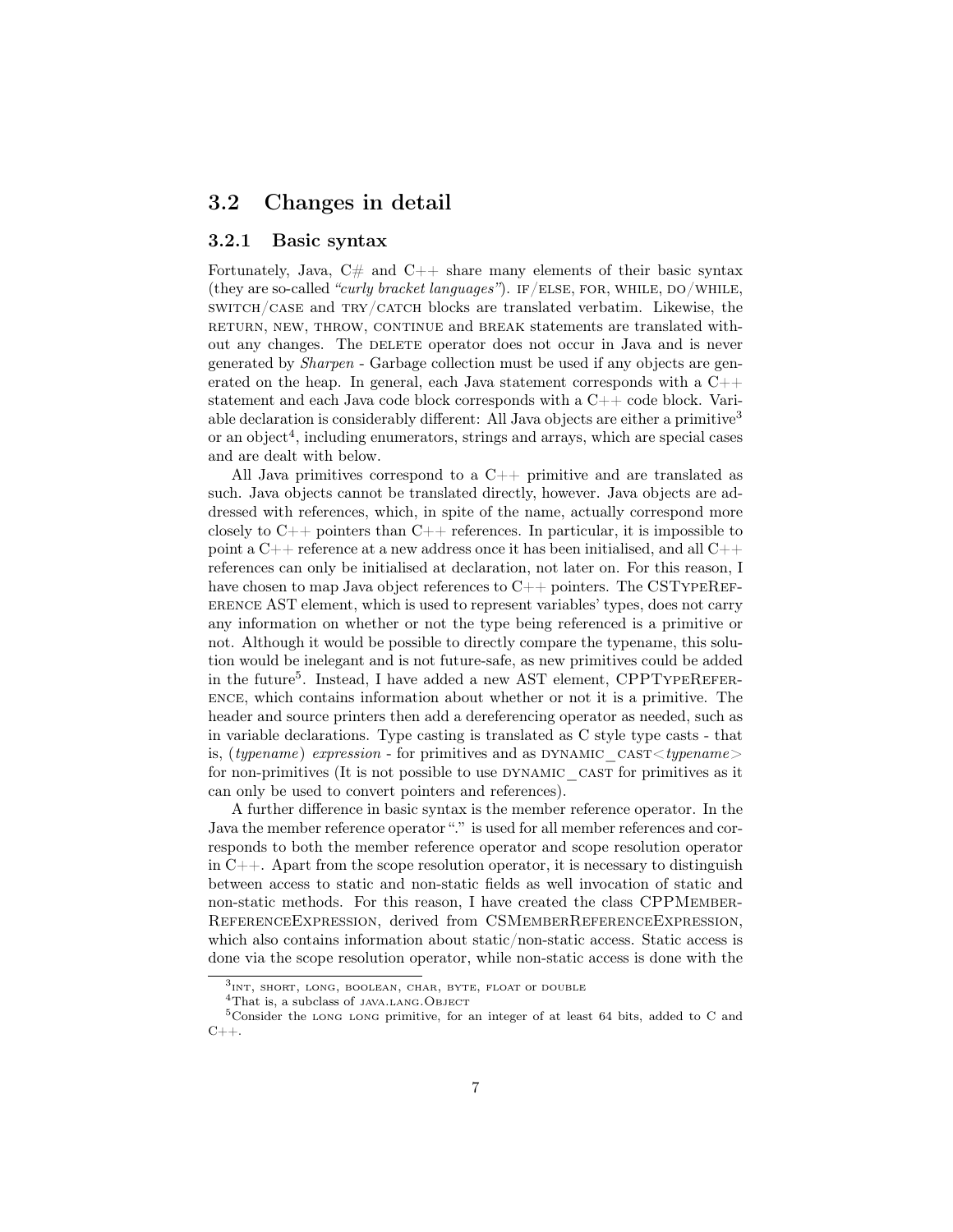## 3.2 Changes in detail

### 3.2.1 Basic syntax

Fortunately, Java, C# and C++ share many elements of their basic syntax (they are so-called *"curly bracket languages"*). IF/ELSE, FOR, WHILE, DO/WHILE, SWITCH/CASE and TRY/CATCH blocks are translated verbatim. Likewise, the RETURN, NEW, THROW, CONTINUE and BREAK statements are translated without any changes. The DELETE operator does not occur in Java and is never generated by *Sharpen* - Garbage collection must be used if any objects are generated on the heap. In general, each Java statement corresponds with a C++ statement and each Java code block corresponds with a C++ code block. Variable declaration is considerably different: All Java objects are either a primitive[3] or an object[4], including enumerators, strings and arrays, which are special cases and are dealt with below.

All Java primitives correspond to a C++ primitive and are translated as such. Java objects cannot be translated directly, however. Java objects are addressed with references, which, in spite of the name, actually correspond more closely to C++ pointers than C++ references. In particular, it is impossible to point a C++ reference at a new address once it has been initialised, and all C++ references can only be initialised at declaration, not later on. For this reason, I have chosen to map Java object references to C++ pointers. The CSTypeReference AST element, which is used to represent variables' types, does not carry any information on whether or not the type being referenced is a primitive or not. Although it would be possible to directly compare the typename, this solution would be inelegant and is not future-safe, as new primitives could be added in the future[5]. Instead, I have added a new AST element, CPPTypeReference, which contains information about whether or not it is a primitive. The header and source printers then add a dereferencing operator as needed, such as in variable declarations. Type casting is translated as C style type casts - that is, (*typename*) *expression* - for primitives and as DYNAMIC_CAST<*typename*> for non-primitives (It is not possible to use DYNAMIC_CAST for primitives as it can only be used to convert pointers and references).

A further difference in basic syntax is the member reference operator. In the Java the member reference operator "." is used for all member references and corresponds to both the member reference operator and scope resolution operator in C++. Apart from the scope resolution operator, it is necessary to distinguish between access to static and non-static fields as well invocation of static and non-static methods. For this reason, I have created the class CPPMemberReferenceExpression, derived from CSMemberReferenceExpression, which also contains information about static/non-static access. Static access is done via the scope resolution operator, while non-static access is done with the

[3] INT, SHORT, LONG, BOOLEAN, CHAR, BYTE, FLOAT or DOUBLE

[4] That is, a subclass of JAVA.LANG.OBJECT

[5] Consider the LONG LONG primitive, for an integer of at least 64 bits, added to C and C++.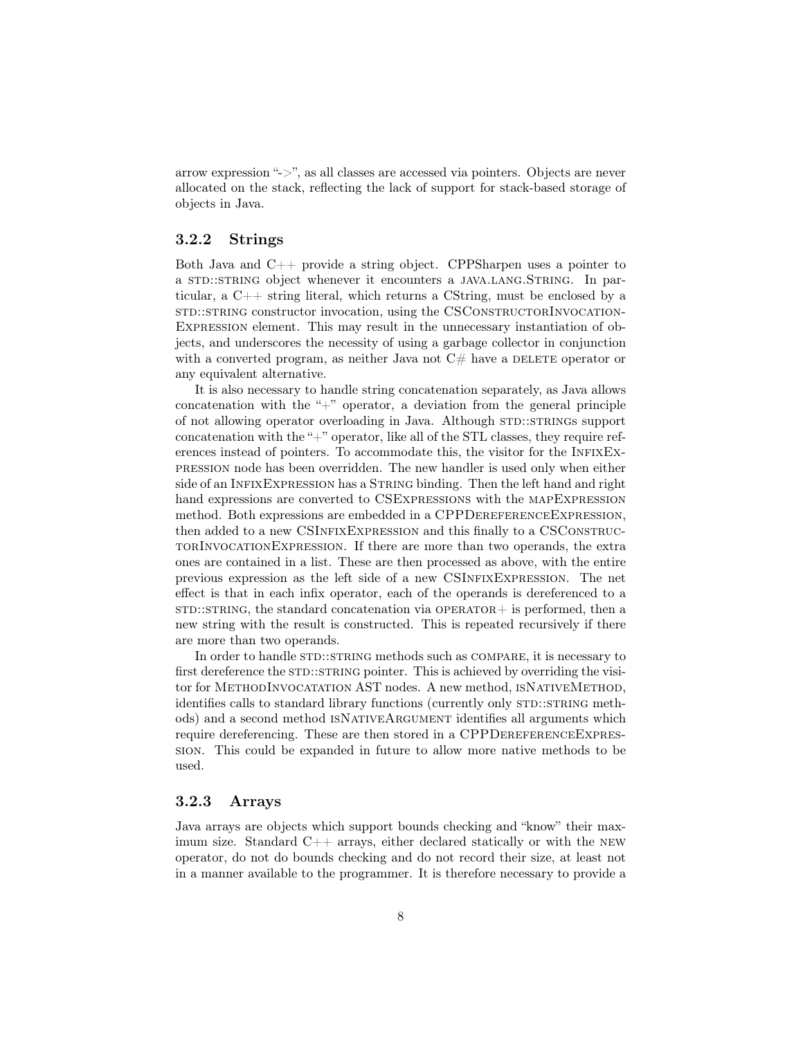arrow expression "->", as all classes are accessed via pointers. Objects are never allocated on the stack, reflecting the lack of support for stack-based storage of objects in Java.

### 3.2.2 Strings

Both Java and C++ provide a string object. CPPSharpen uses a pointer to a STD::STRING object whenever it encounters a JAVA.LANG.STRING. In particular, a C++ string literal, which returns a CString, must be enclosed by a STD::STRING constructor invocation, using the CSCONSTRUCTORINVOCATIONEXPRESSION element. This may result in the unnecessary instantiation of objects, and underscores the necessity of using a garbage collector in conjunction with a converted program, as neither Java not C# have a DELETE operator or any equivalent alternative.

It is also necessary to handle string concatenation separately, as Java allows concatenation with the "+" operator, a deviation from the general principle of not allowing operator overloading in Java. Although STD::STRINGs support concatenation with the "+" operator, like all of the STL classes, they require references instead of pointers. To accommodate this, the visitor for the INFIXEXPRESSION node has been overridden. The new handler is used only when either side of an INFIXEXPRESSION has a STRING binding. Then the left hand and right hand expressions are converted to CSEXPRESSIONS with the MAPEXPRESSION method. Both expressions are embedded in a CPPDEREFERENCEEXPRESSION, then added to a new CSINFIXEXPRESSION and this finally to a CSCONSTRUCTORINVOCATIONEXPRESSION. If there are more than two operands, the extra ones are contained in a list. These are then processed as above, with the entire previous expression as the left side of a new CSINFIXEXPRESSION. The net effect is that in each infix operator, each of the operands is dereferenced to a STD::STRING, the standard concatenation via OPERATOR+ is performed, then a new string with the result is constructed. This is repeated recursively if there are more than two operands.

In order to handle STD::STRING methods such as COMPARE, it is necessary to first dereference the STD::STRING pointer. This is achieved by overriding the visitor for METHODINVOCATATION AST nodes. A new method, ISNATIVEMETHOD, identifies calls to standard library functions (currently only STD::STRING methods) and a second method ISNATIVEARGUMENT identifies all arguments which require dereferencing. These are then stored in a CPPDEREFERENCEEXPRESSION. This could be expanded in future to allow more native methods to be used.

### 3.2.3 Arrays

Java arrays are objects which support bounds checking and "know" their maximum size. Standard C++ arrays, either declared statically or with the NEW operator, do not do bounds checking and do not record their size, at least not in a manner available to the programmer. It is therefore necessary to provide a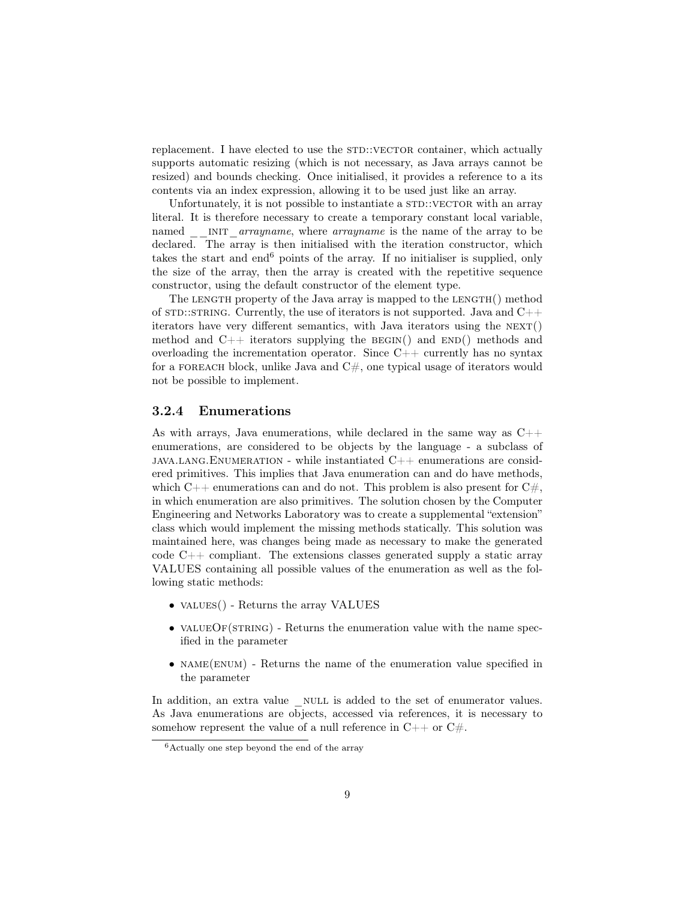replacement. I have elected to use the STD::VECTOR container, which actually supports automatic resizing (which is not necessary, as Java arrays cannot be resized) and bounds checking. Once initialised, it provides a reference to a its contents via an index expression, allowing it to be used just like an array.

Unfortunately, it is not possible to instantiate a STD::VECTOR with an array literal. It is therefore necessary to create a temporary constant local variable, named __INIT_*arrayname*, where *arrayname* is the name of the array to be declared. The array is then initialised with the iteration constructor, which takes the start and end[6] points of the array. If no initialiser is supplied, only the size of the array, then the array is created with the repetitive sequence constructor, using the default constructor of the element type.

The LENGTH property of the Java array is mapped to the LENGTH() method of STD::STRING. Currently, the use of iterators is not supported. Java and C++ iterators have very different semantics, with Java iterators using the NEXT() method and C++ iterators supplying the BEGIN() and END() methods and overloading the incrementation operator. Since C++ currently has no syntax for a FOREACH block, unlike Java and C#, one typical usage of iterators would not be possible to implement.

### 3.2.4 Enumerations

As with arrays, Java enumerations, while declared in the same way as C++ enumerations, are considered to be objects by the language - a subclass of JAVA.LANG.ENUMERATION - while instantiated C++ enumerations are considered primitives. This implies that Java enumeration can and do have methods, which C++ enumerations can and do not. This problem is also present for C#, in which enumeration are also primitives. The solution chosen by the Computer Engineering and Networks Laboratory was to create a supplemental "extension" class which would implement the missing methods statically. This solution was maintained here, was changes being made as necessary to make the generated code C++ compliant. The extensions classes generated supply a static array VALUES containing all possible values of the enumeration as well as the following static methods:

- VALUES() - Returns the array VALUES
- VALUEOF(STRING) - Returns the enumeration value with the name specified in the parameter
- NAME(ENUM) - Returns the name of the enumeration value specified in the parameter

In addition, an extra value _NULL is added to the set of enumerator values. As Java enumerations are objects, accessed via references, it is necessary to somehow represent the value of a null reference in C++ or C#.

---

[6] Actually one step beyond the end of the array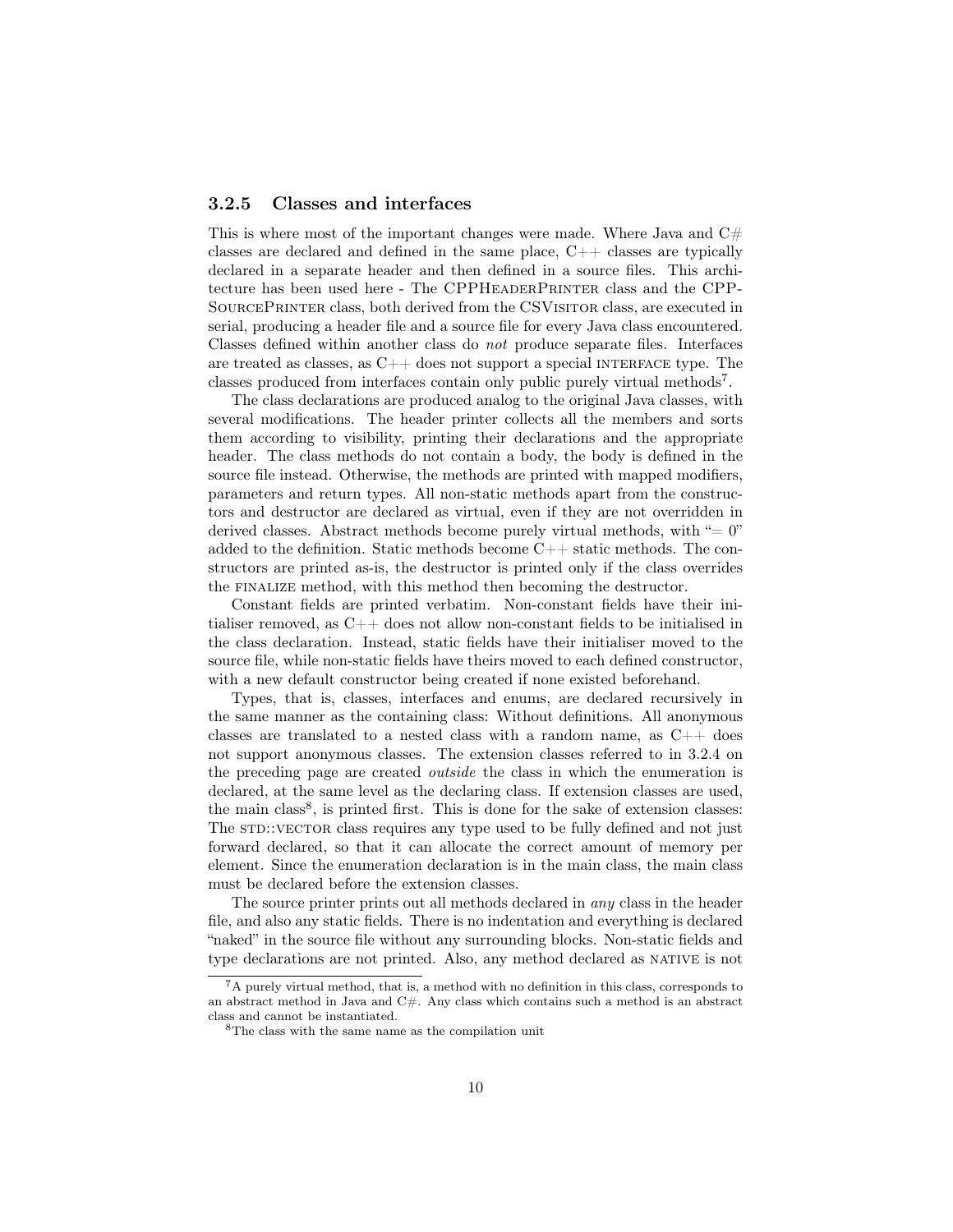### 3.2.5 Classes and interfaces

This is where most of the important changes were made. Where Java and C# classes are declared and defined in the same place, C++ classes are typically declared in a separate header and then defined in a source files. This architecture has been used here - The CPPHeaderPrinter class and the CPPSourcePrinter class, both derived from the CSVisitor class, are executed in serial, producing a header file and a source file for every Java class encountered. Classes defined within another class do *not* produce separate files. Interfaces are treated as classes, as C++ does not support a special interface type. The classes produced from interfaces contain only public purely virtual methods[7].

The class declarations are produced analog to the original Java classes, with several modifications. The header printer collects all the members and sorts them according to visibility, printing their declarations and the appropriate header. The class methods do not contain a body, the body is defined in the source file instead. Otherwise, the methods are printed with mapped modifiers, parameters and return types. All non-static methods apart from the constructors and destructor are declared as virtual, even if they are not overridden in derived classes. Abstract methods become purely virtual methods, with "= 0" added to the definition. Static methods become C++ static methods. The constructors are printed as-is, the destructor is printed only if the class overrides the finalize method, with this method then becoming the destructor.

Constant fields are printed verbatim. Non-constant fields have their initialiser removed, as C++ does not allow non-constant fields to be initialised in the class declaration. Instead, static fields have their initialiser moved to the source file, while non-static fields have theirs moved to each defined constructor, with a new default constructor being created if none existed beforehand.

Types, that is, classes, interfaces and enums, are declared recursively in the same manner as the containing class: Without definitions. All anonymous classes are translated to a nested class with a random name, as C++ does not support anonymous classes. The extension classes referred to in 3.2.4 on the preceding page are created *outside* the class in which the enumeration is declared, at the same level as the declaring class. If extension classes are used, the main class[8], is printed first. This is done for the sake of extension classes: The std::vector class requires any type used to be fully defined and not just forward declared, so that it can allocate the correct amount of memory per element. Since the enumeration declaration is in the main class, the main class must be declared before the extension classes.

The source printer prints out all methods declared in *any* class in the header file, and also any static fields. There is no indentation and everything is declared "naked" in the source file without any surrounding blocks. Non-static fields and type declarations are not printed. Also, any method declared as native is not

[7] A purely virtual method, that is, a method with no definition in this class, corresponds to an abstract method in Java and C#. Any class which contains such a method is an abstract class and cannot be instantiated.

[8] The class with the same name as the compilation unit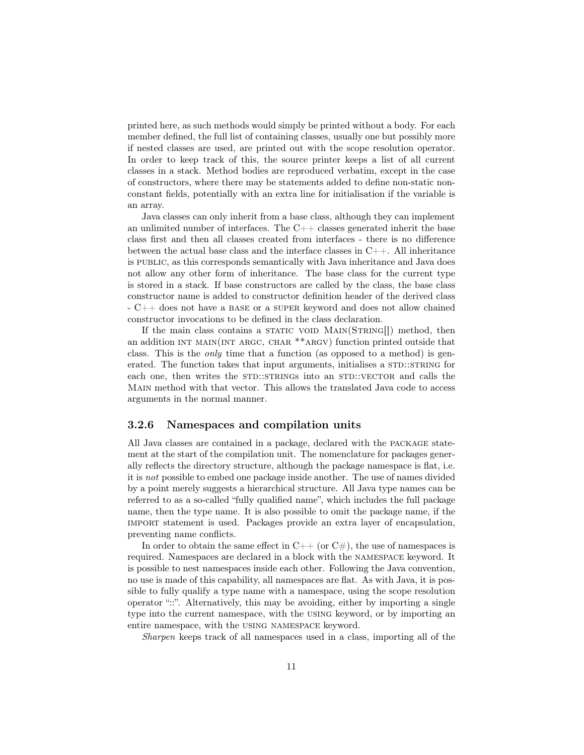printed here, as such methods would simply be printed without a body. For each member defined, the full list of containing classes, usually one but possibly more if nested classes are used, are printed out with the scope resolution operator. In order to keep track of this, the source printer keeps a list of all current classes in a stack. Method bodies are reproduced verbatim, except in the case of constructors, where there may be statements added to define non-static non-constant fields, potentially with an extra line for initialisation if the variable is an array.

Java classes can only inherit from a base class, although they can implement an unlimited number of interfaces. The C++ classes generated inherit the base class first and then all classes created from interfaces - there is no difference between the actual base class and the interface classes in C++. All inheritance is PUBLIC, as this corresponds semantically with Java inheritance and Java does not allow any other form of inheritance. The base class for the current type is stored in a stack. If base constructors are called by the class, the base class constructor name is added to constructor definition header of the derived class - C++ does not have a BASE or a SUPER keyword and does not allow chained constructor invocations to be defined in the class declaration.

If the main class contains a STATIC VOID MAIN(STRING[]) method, then an addition INT MAIN(INT ARGC, CHAR **ARGV) function printed outside that class. This is the *only* time that a function (as opposed to a method) is generated. The function takes that input arguments, initialises a STD::STRING for each one, then writes the STD::STRINGs into an STD::VECTOR and calls the MAIN method with that vector. This allows the translated Java code to access arguments in the normal manner.

### 3.2.6 Namespaces and compilation units

All Java classes are contained in a package, declared with the PACKAGE statement at the start of the compilation unit. The nomenclature for packages generally reflects the directory structure, although the package namespace is flat, i.e. it is *not* possible to embed one package inside another. The use of names divided by a point merely suggests a hierarchical structure. All Java type names can be referred to as a so-called "fully qualified name", which includes the full package name, then the type name. It is also possible to omit the package name, if the IMPORT statement is used. Packages provide an extra layer of encapsulation, preventing name conflicts.

In order to obtain the same effect in C++ (or C#), the use of namespaces is required. Namespaces are declared in a block with the NAMESPACE keyword. It is possible to nest namespaces inside each other. Following the Java convention, no use is made of this capability, all namespaces are flat. As with Java, it is possible to fully qualify a type name with a namespace, using the scope resolution operator "::". Alternatively, this may be avoiding, either by importing a single type into the current namespace, with the USING keyword, or by importing an entire namespace, with the USING NAMESPACE keyword.

*Sharpen* keeps track of all namespaces used in a class, importing all of the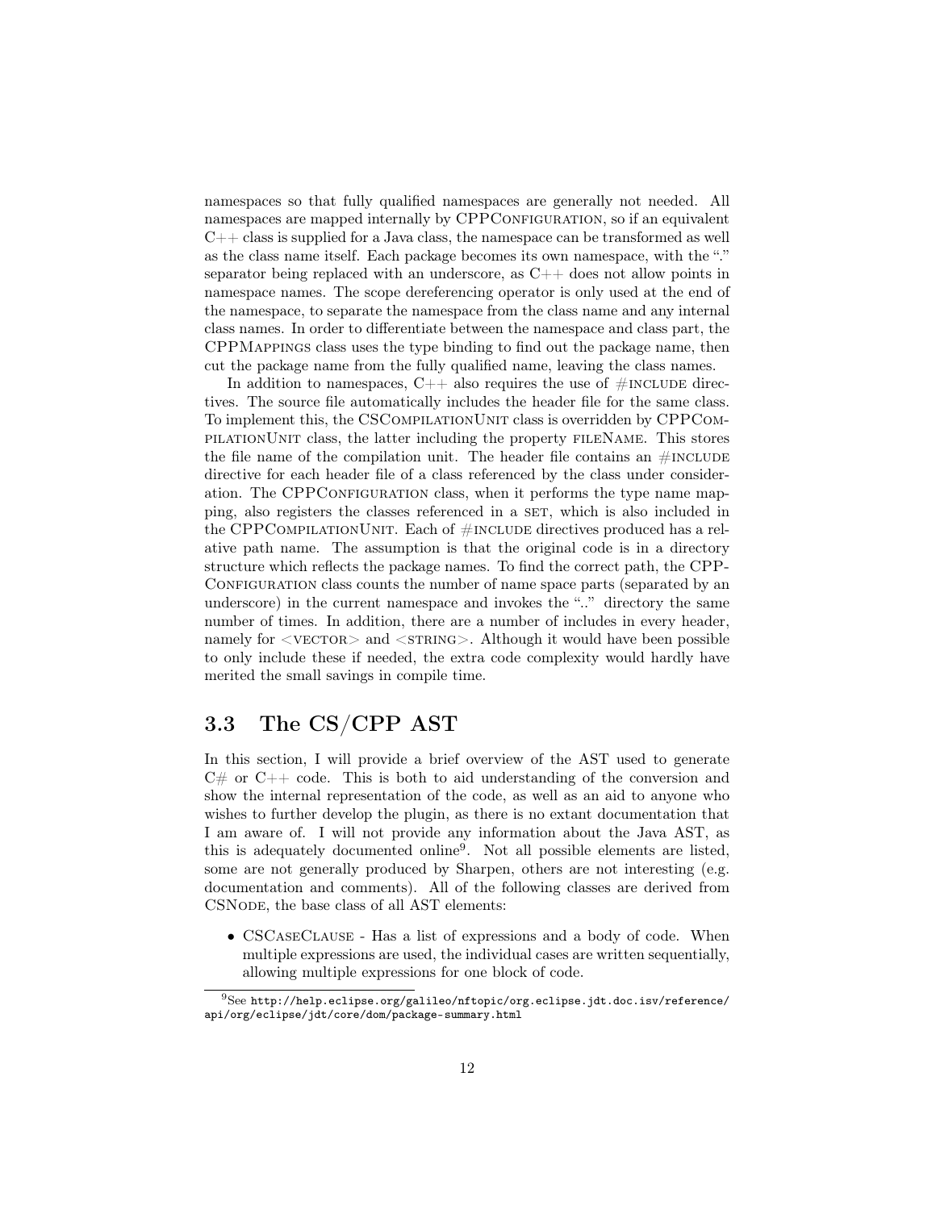namespaces so that fully qualified namespaces are generally not needed. All namespaces are mapped internally by CPPConfiguration, so if an equivalent C++ class is supplied for a Java class, the namespace can be transformed as well as the class name itself. Each package becomes its own namespace, with the "." separator being replaced with an underscore, as C++ does not allow points in namespace names. The scope dereferencing operator is only used at the end of the namespace, to separate the namespace from the class name and any internal class names. In order to differentiate between the namespace and class part, the CPPMappings class uses the type binding to find out the package name, then cut the package name from the fully qualified name, leaving the class names.

In addition to namespaces, C++ also requires the use of #include directives. The source file automatically includes the header file for the same class. To implement this, the CSCompilationUnit class is overridden by CPPCompilationUnit class, the latter including the property fileName. This stores the file name of the compilation unit. The header file contains an #include directive for each header file of a class referenced by the class under consideration. The CPPConfiguration class, when it performs the type name mapping, also registers the classes referenced in a set, which is also included in the CPPCompilationUnit. Each of #include directives produced has a relative path name. The assumption is that the original code is in a directory structure which reflects the package names. To find the correct path, the CPPConfiguration class counts the number of name space parts (separated by an underscore) in the current namespace and invokes the ".." directory the same number of times. In addition, there are a number of includes in every header, namely for <vector> and <string>. Although it would have been possible to only include these if needed, the extra code complexity would hardly have merited the small savings in compile time.

## 3.3 The CS/CPP AST

In this section, I will provide a brief overview of the AST used to generate C# or C++ code. This is both to aid understanding of the conversion and show the internal representation of the code, as well as an aid to anyone who wishes to further develop the plugin, as there is no extant documentation that I am aware of. I will not provide any information about the Java AST, as this is adequately documented online[9]. Not all possible elements are listed, some are not generally produced by Sharpen, others are not interesting (e.g. documentation and comments). All of the following classes are derived from CSNode, the base class of all AST elements:

- CSCaseClause - Has a list of expressions and a body of code. When multiple expressions are used, the individual cases are written sequentially, allowing multiple expressions for one block of code.

[9] See http://help.eclipse.org/galileo/nftopic/org.eclipse.jdt.doc.isv/reference/api/org/eclipse/jdt/core/dom/package-summary.html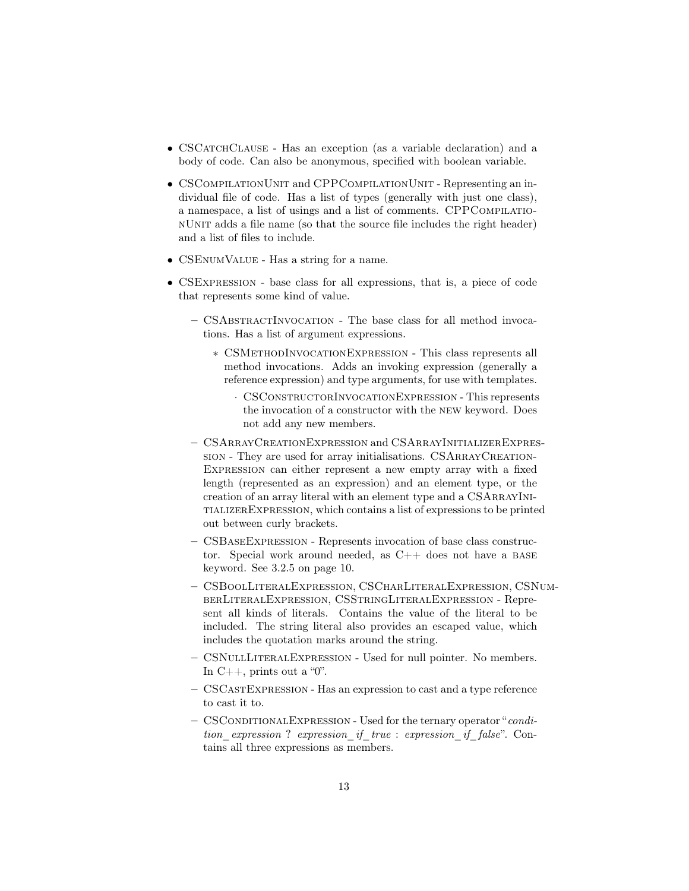- CSCatchClause - Has an exception (as a variable declaration) and a body of code. Can also be anonymous, specified with boolean variable.
- CSCompilationUnit and CPPCompilationUnit - Representing an individual file of code. Has a list of types (generally with just one class), a namespace, a list of usings and a list of comments. CPPCompilationUnit adds a file name (so that the source file includes the right header) and a list of files to include.
- CSEnumValue - Has a string for a name.
- CSExpression - base class for all expressions, that is, a piece of code that represents some kind of value.
  - CSAbstractInvocation - The base class for all method invocations. Has a list of argument expressions.
    - CSMethodInvocationExpression - This class represents all method invocations. Adds an invoking expression (generally a reference expression) and type arguments, for use with templates.
      - CSConstructorInvocationExpression - This represents the invocation of a constructor with the new keyword. Does not add any new members.
  - CSArrayCreationExpression and CSArrayInitializerExpression - They are used for array initialisations. CSArrayCreationExpression can either represent a new empty array with a fixed length (represented as an expression) and an element type, or the creation of an array literal with an element type and a CSArrayInitializerExpression, which contains a list of expressions to be printed out between curly brackets.
  - CSBaseExpression - Represents invocation of base class constructor. Special work around needed, as C++ does not have a base keyword. See 3.2.5 on page 10.
  - CSBoolLiteralExpression, CSCharLiteralExpression, CSNumberLiteralExpression, CSStringLiteralExpression - Represent all kinds of literals. Contains the value of the literal to be included. The string literal also provides an escaped value, which includes the quotation marks around the string.
  - CSNullLiteralExpression - Used for null pointer. No members. In C++, prints out a "0".
  - CSCastExpression - Has an expression to cast and a type reference to cast it to.
  - CSConditionalExpression - Used for the ternary operator "*condition_expression ? expression_if_true : expression_if_false*". Contains all three expressions as members.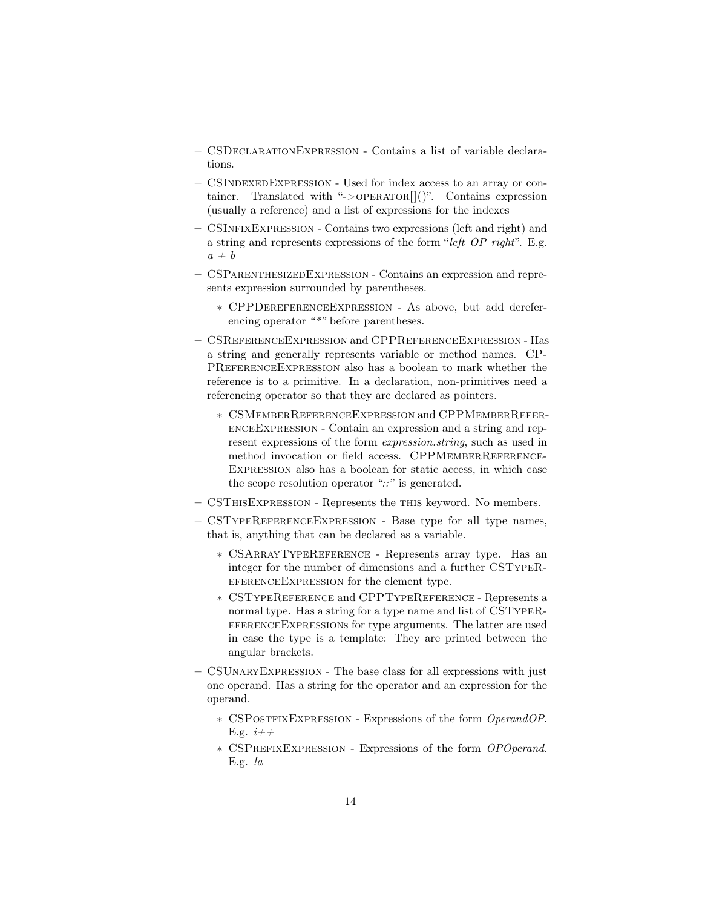- CSDeclarationExpression - Contains a list of variable declarations.
- CSIndexedExpression - Used for index access to an array or container. Translated with "->operator[]()". Contains expression (usually a reference) and a list of expressions for the indexes
- CSInfixExpression - Contains two expressions (left and right) and a string and represents expressions of the form "*left OP right*". E.g. *a + b*
- CSParenthesizedExpression - Contains an expression and represents expression surrounded by parentheses.
  - CPPDereferenceExpression - As above, but add dereferencing operator *"*"* before parentheses.
- CSReferenceExpression and CPPReferenceExpression - Has a string and generally represents variable or method names. CPPReferenceExpression also has a boolean to mark whether the reference is to a primitive. In a declaration, non-primitives need a referencing operator so that they are declared as pointers.
  - CSMemberReferenceExpression and CPPMemberReferenceExpression - Contain an expression and a string and represent expressions of the form *expression.string*, such as used in method invocation or field access. CPPMemberReferenceExpression also has a boolean for static access, in which case the scope resolution operator *"::"* is generated.
- CSThisExpression - Represents the this keyword. No members.
- CSTypeReferenceExpression - Base type for all type names, that is, anything that can be declared as a variable.
  - CSArrayTypeReference - Represents array type. Has an integer for the number of dimensions and a further CSTypeReferenceExpression for the element type.
  - CSTypeReference and CPPTypeReference - Represents a normal type. Has a string for a type name and list of CSTypeReferenceExpressions for type arguments. The latter are used in case the type is a template: They are printed between the angular brackets.
- CSUnaryExpression - The base class for all expressions with just one operand. Has a string for the operator and an expression for the operand.
  - CSPostfixExpression - Expressions of the form *OperandOP*. E.g. *i++*
  - CSPrefixExpression - Expressions of the form *OPOperand*. E.g. *!a*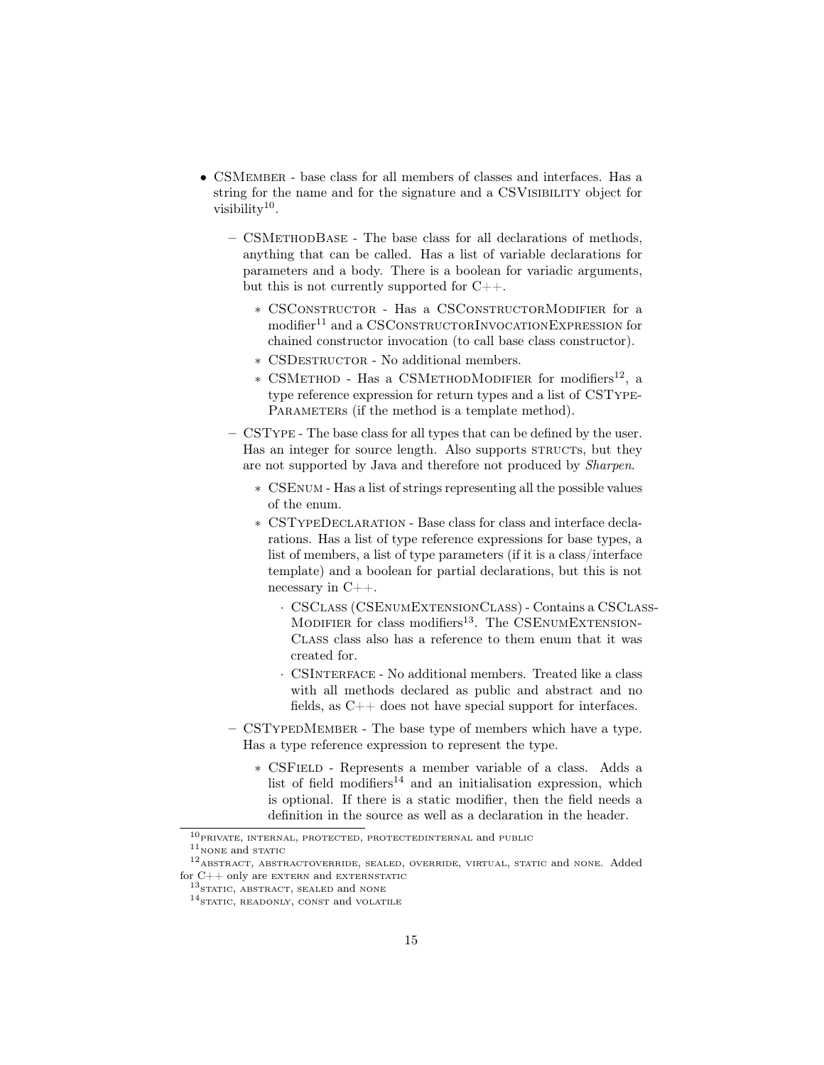- CSMember - base class for all members of classes and interfaces. Has a string for the name and for the signature and a CSVisibility object for visibility[10].
  - CSMethodBase - The base class for all declarations of methods, anything that can be called. Has a list of variable declarations for parameters and a body. There is a boolean for variadic arguments, but this is not currently supported for C++.
    - CSConstructor - Has a CSConstructorModifier for a modifier[11] and a CSConstructorInvocationExpression for chained constructor invocation (to call base class constructor).
    - CSDestructor - No additional members.
    - CSMethod - Has a CSMethodModifier for modifiers[12], a type reference expression for return types and a list of CSTypeParameters (if the method is a template method).
  - CSType - The base class for all types that can be defined by the user. Has an integer for source length. Also supports structs, but they are not supported by Java and therefore not produced by *Sharpen*.
    - CSEnum - Has a list of strings representing all the possible values of the enum.
    - CSTypeDeclaration - Base class for class and interface declarations. Has a list of type reference expressions for base types, a list of members, a list of type parameters (if it is a class/interface template) and a boolean for partial declarations, but this is not necessary in C++.
      - CSClass (CSEnumExtensionClass) - Contains a CSClassModifier for class modifiers[13]. The CSEnumExtensionClass class also has a reference to them enum that it was created for.
      - CSInterface - No additional members. Treated like a class with all methods declared as public and abstract and no fields, as C++ does not have special support for interfaces.
  - CSTypedMember - The base type of members which have a type. Has a type reference expression to represent the type.
    - CSField - Represents a member variable of a class. Adds a list of field modifiers[14] and an initialisation expression, which is optional. If there is a static modifier, then the field needs a definition in the source as well as a declaration in the header.

---

[10] private, internal, protected, protectedinternal and public

[11] none and static

[12] abstract, abstractoverride, sealed, override, virtual, static and none. Added for C++ only are extern and externstatic

[13] static, abstract, sealed and none

[14] static, readonly, const and volatile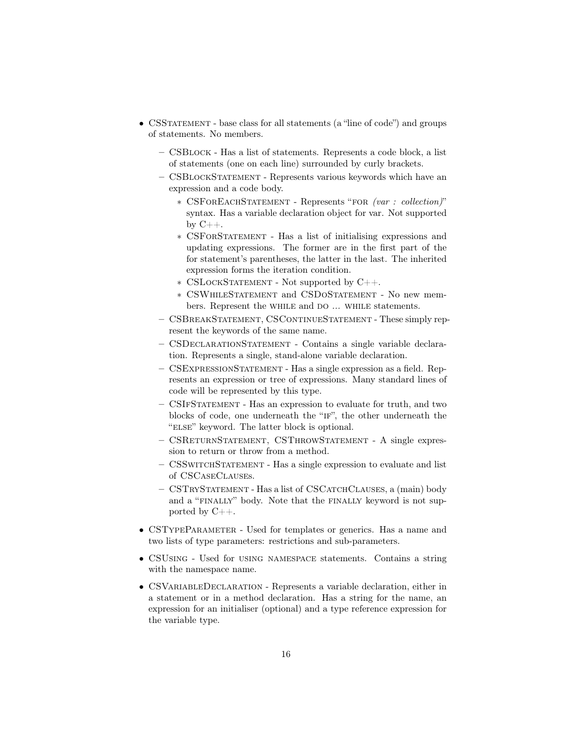- CSStatement - base class for all statements (a "line of code") and groups of statements. No members.
  - CSBlock - Has a list of statements. Represents a code block, a list of statements (one on each line) surrounded by curly brackets.
  - CSBlockStatement - Represents various keywords which have an expression and a code body.
    - CSForEachStatement - Represents "for *(var : collection)*" syntax. Has a variable declaration object for var. Not supported by C++.
    - CSForStatement - Has a list of initialising expressions and updating expressions. The former are in the first part of the for statement's parentheses, the latter in the last. The inherited expression forms the iteration condition.
    - CSLockStatement - Not supported by C++.
    - CSWhileStatement and CSDoStatement - No new members. Represent the while and do *...* while statements.
  - CSBreakStatement, CSContinueStatement - These simply represent the keywords of the same name.
  - CSDeclarationStatement - Contains a single variable declaration. Represents a single, stand-alone variable declaration.
  - CSExpressionStatement - Has a single expression as a field. Represents an expression or tree of expressions. Many standard lines of code will be represented by this type.
  - CSIfStatement - Has an expression to evaluate for truth, and two blocks of code, one underneath the "if", the other underneath the "else" keyword. The latter block is optional.
  - CSReturnStatement, CSThrowStatement - A single expression to return or throw from a method.
  - CSSwitchStatement - Has a single expression to evaluate and list of CSCaseClauses.
  - CSTryStatement - Has a list of CSCatchClauses, a (main) body and a "finally" body. Note that the finally keyword is not supported by C++.
- CSTypeParameter - Used for templates or generics. Has a name and two lists of type parameters: restrictions and sub-parameters.
- CSUsing - Used for using namespace statements. Contains a string with the namespace name.
- CSVariableDeclaration - Represents a variable declaration, either in a statement or in a method declaration. Has a string for the name, an expression for an initialiser (optional) and a type reference expression for the variable type.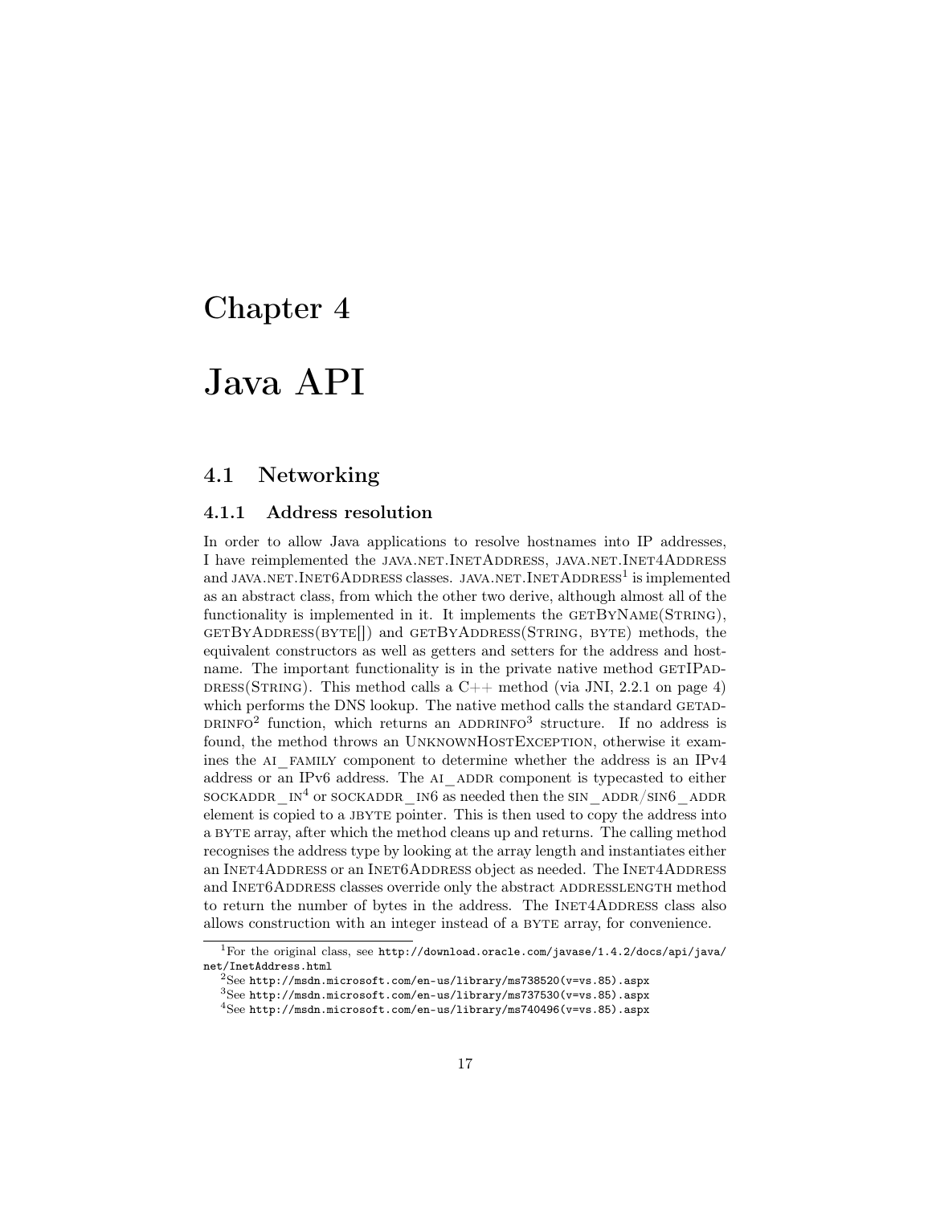# Chapter 4

# Java API

## 4.1 Networking

### 4.1.1 Address resolution

In order to allow Java applications to resolve hostnames into IP addresses, I have reimplemented the java.net.InetAddress, java.net.Inet4Address and java.net.Inet6Address classes. java.net.InetAddress[1] is implemented as an abstract class, from which the other two derive, although almost all of the functionality is implemented in it. It implements the getByName(String), getByAddress(byte[]) and getByAddress(String, byte) methods, the equivalent constructors as well as getters and setters for the address and hostname. The important functionality is in the private native method getIPAddress(String). This method calls a C++ method (via JNI, 2.2.1 on page 4) which performs the DNS lookup. The native method calls the standard getaddrinfo[2] function, which returns an addrinfo[3] structure. If no address is found, the method throws an UnknownHostException, otherwise it examines the ai_family component to determine whether the address is an IPv4 address or an IPv6 address. The ai_addr component is typecasted to either sockaddr_in[4] or sockaddr_in6 as needed then the sin_addr/sin6_addr element is copied to a jbyte pointer. This is then used to copy the address into a byte array, after which the method cleans up and returns. The calling method recognises the address type by looking at the array length and instantiates either an Inet4Address or an Inet6Address object as needed. The Inet4Address and Inet6Address classes override only the abstract addressLength method to return the number of bytes in the address. The Inet4Address class also allows construction with an integer instead of a byte array, for convenience.

---

[1] For the original class, see http://download.oracle.com/javase/1.4.2/docs/api/java/net/InetAddress.html

[2] See http://msdn.microsoft.com/en-us/library/ms738520(v=vs.85).aspx

[3] See http://msdn.microsoft.com/en-us/library/ms737530(v=vs.85).aspx

[4] See http://msdn.microsoft.com/en-us/library/ms740496(v=vs.85).aspx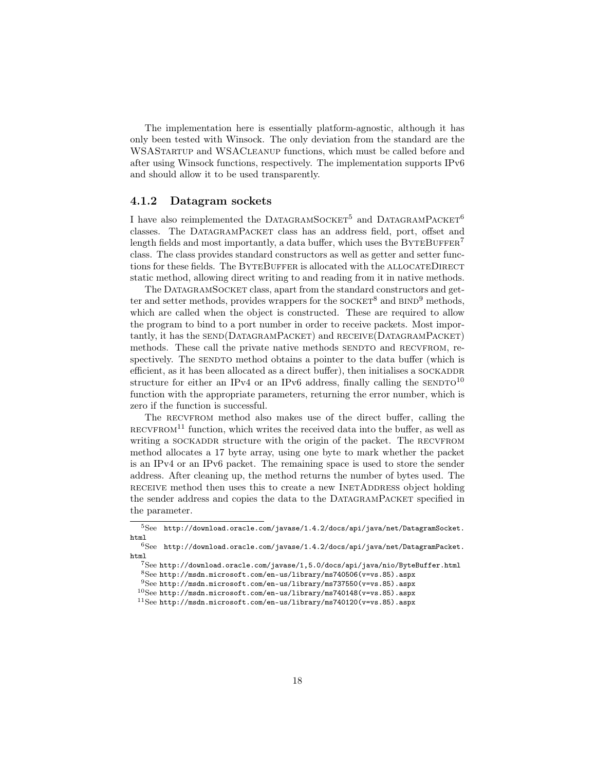The implementation here is essentially platform-agnostic, although it has only been tested with Winsock. The only deviation from the standard are the WSAStartup and WSACleanup functions, which must be called before and after using Winsock functions, respectively. The implementation supports IPv6 and should allow it to be used transparently.

### 4.1.2 Datagram sockets

I have also reimplemented the DatagramSocket[5] and DatagramPacket[6] classes. The DatagramPacket class has an address field, port, offset and length fields and most importantly, a data buffer, which uses the ByteBuffer[7] class. The class provides standard constructors as well as getter and setter functions for these fields. The ByteBuffer is allocated with the allocateDirect static method, allowing direct writing to and reading from it in native methods.

The DatagramSocket class, apart from the standard constructors and getter and setter methods, provides wrappers for the socket[8] and bind[9] methods, which are called when the object is constructed. These are required to allow the program to bind to a port number in order to receive packets. Most importantly, it has the send(DatagramPacket) and receive(DatagramPacket) methods. These call the private native methods sendto and recvfrom, respectively. The sendto method obtains a pointer to the data buffer (which is efficient, as it has been allocated as a direct buffer), then initialises a sockaddr structure for either an IPv4 or an IPv6 address, finally calling the sendto[10] function with the appropriate parameters, returning the error number, which is zero if the function is successful.

The recvfrom method also makes use of the direct buffer, calling the recvfrom[11] function, which writes the received data into the buffer, as well as writing a sockaddr structure with the origin of the packet. The recvfrom method allocates a 17 byte array, using one byte to mark whether the packet is an IPv4 or an IPv6 packet. The remaining space is used to store the sender address. After cleaning up, the method returns the number of bytes used. The receive method then uses this to create a new InetAddress object holding the sender address and copies the data to the DatagramPacket specified in the parameter.

---

[5] See `http://download.oracle.com/javase/1.4.2/docs/api/java/net/DatagramSocket.html`

[6] See `http://download.oracle.com/javase/1.4.2/docs/api/java/net/DatagramPacket.html`

[7] See `http://download.oracle.com/javase/1,5.0/docs/api/java/nio/ByteBuffer.html`

[8] See `http://msdn.microsoft.com/en-us/library/ms740506(v=vs.85).aspx`

[9] See `http://msdn.microsoft.com/en-us/library/ms737550(v=vs.85).aspx`

[10] See `http://msdn.microsoft.com/en-us/library/ms740148(v=vs.85).aspx`

[11] See `http://msdn.microsoft.com/en-us/library/ms740120(v=vs.85).aspx`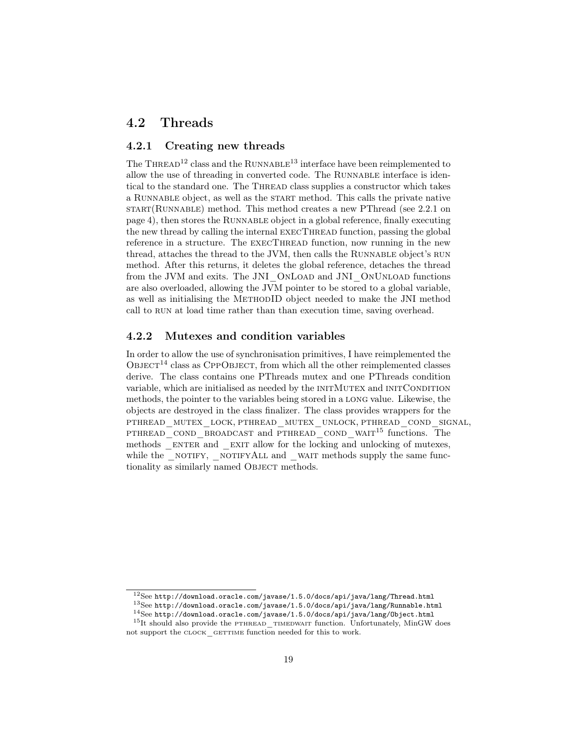## 4.2 Threads

### 4.2.1 Creating new threads

The Thread[12] class and the Runnable[13] interface have been reimplemented to allow the use of threading in converted code. The Runnable interface is identical to the standard one. The Thread class supplies a constructor which takes a Runnable object, as well as the start method. This calls the private native start(Runnable) method. This method creates a new PThread (see 2.2.1 on page 4), then stores the Runnable object in a global reference, finally executing the new thread by calling the internal execThread function, passing the global reference in a structure. The execThread function, now running in the new thread, attaches the thread to the JVM, then calls the Runnable object's run method. After this returns, it deletes the global reference, detaches the thread from the JVM and exits. The JNI_OnLoad and JNI_OnUnload functions are also overloaded, allowing the JVM pointer to be stored to a global variable, as well as initialising the MethodID object needed to make the JNI method call to run at load time rather than than execution time, saving overhead.

### 4.2.2 Mutexes and condition variables

In order to allow the use of synchronisation primitives, I have reimplemented the Object[14] class as CppObject, from which all the other reimplemented classes derive. The class contains one PThreads mutex and one PThreads condition variable, which are initialised as needed by the initMutex and initCondition methods, the pointer to the variables being stored in a long value. Likewise, the objects are destroyed in the class finalizer. The class provides wrappers for the pthread_mutex_lock, pthread_mutex_unlock, pthread_cond_signal, pthread_cond_broadcast and pthread_cond_wait[15] functions. The methods _enter and _exit allow for the locking and unlocking of mutexes, while the _notify, _notifyAll and _wait methods supply the same functionality as similarly named Object methods.

---

[12] See http://download.oracle.com/javase/1.5.0/docs/api/java/lang/Thread.html

[13] See http://download.oracle.com/javase/1.5.0/docs/api/java/lang/Runnable.html

[14] See http://download.oracle.com/javase/1.5.0/docs/api/java/lang/Object.html

[15] It should also provide the pthread_timedwait function. Unfortunately, MinGW does not support the clock_gettime function needed for this to work.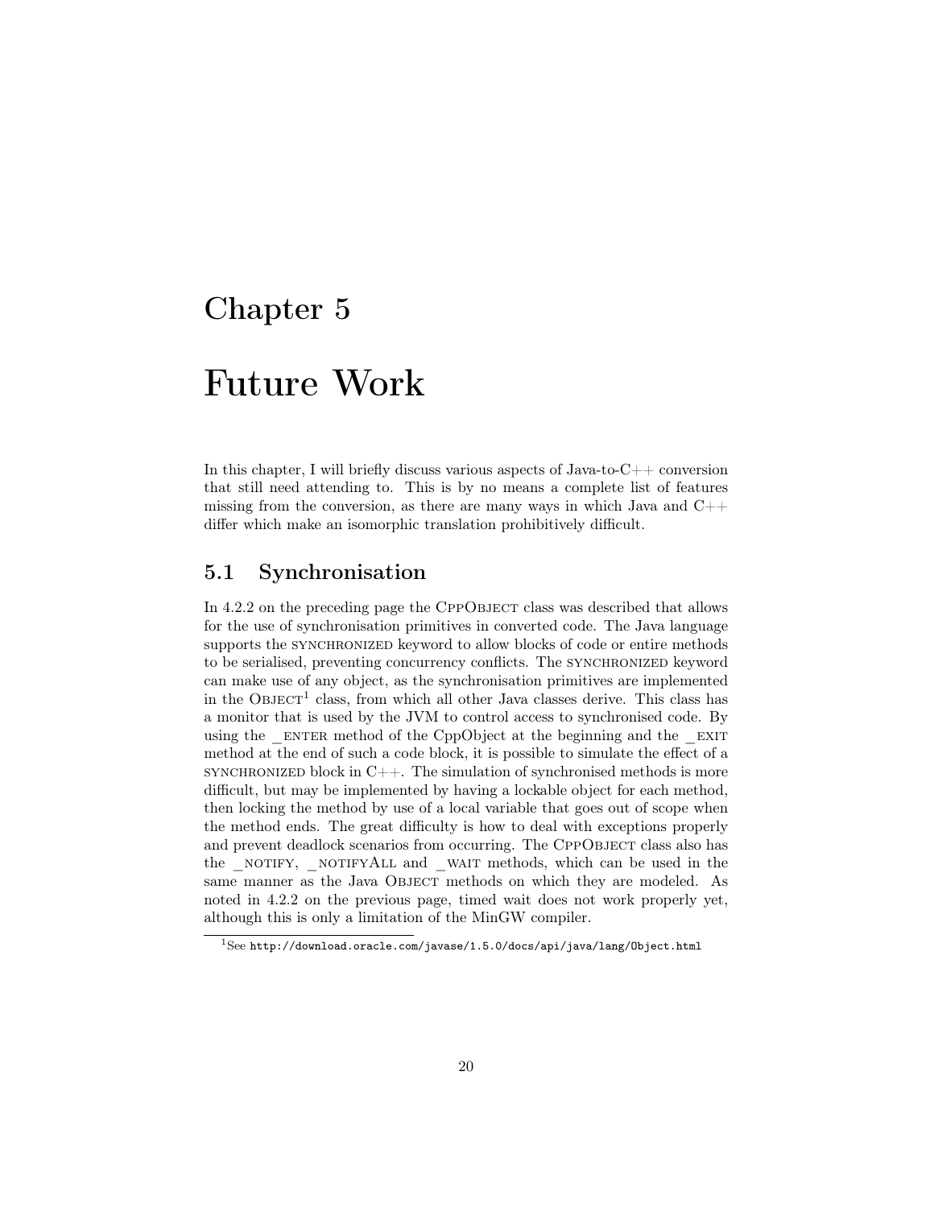# Chapter 5

# Future Work

In this chapter, I will briefly discuss various aspects of Java-to-C++ conversion that still need attending to. This is by no means a complete list of features missing from the conversion, as there are many ways in which Java and C++ differ which make an isomorphic translation prohibitively difficult.

## 5.1 Synchronisation

In 4.2.2 on the preceding page the CppObject class was described that allows for the use of synchronisation primitives in converted code. The Java language supports the synchronized keyword to allow blocks of code or entire methods to be serialised, preventing concurrency conflicts. The synchronized keyword can make use of any object, as the synchronisation primitives are implemented in the Object[1] class, from which all other Java classes derive. This class has a monitor that is used by the JVM to control access to synchronised code. By using the _enter method of the CppObject at the beginning and the _exit method at the end of such a code block, it is possible to simulate the effect of a synchronized block in C++. The simulation of synchronised methods is more difficult, but may be implemented by having a lockable object for each method, then locking the method by use of a local variable that goes out of scope when the method ends. The great difficulty is how to deal with exceptions properly and prevent deadlock scenarios from occurring. The CppObject class also has the _notify, _notifyAll and _wait methods, which can be used in the same manner as the Java Object methods on which they are modeled. As noted in 4.2.2 on the previous page, timed wait does not work properly yet, although this is only a limitation of the MinGW compiler.

[1] See http://download.oracle.com/javase/1.5.0/docs/api/java/lang/Object.html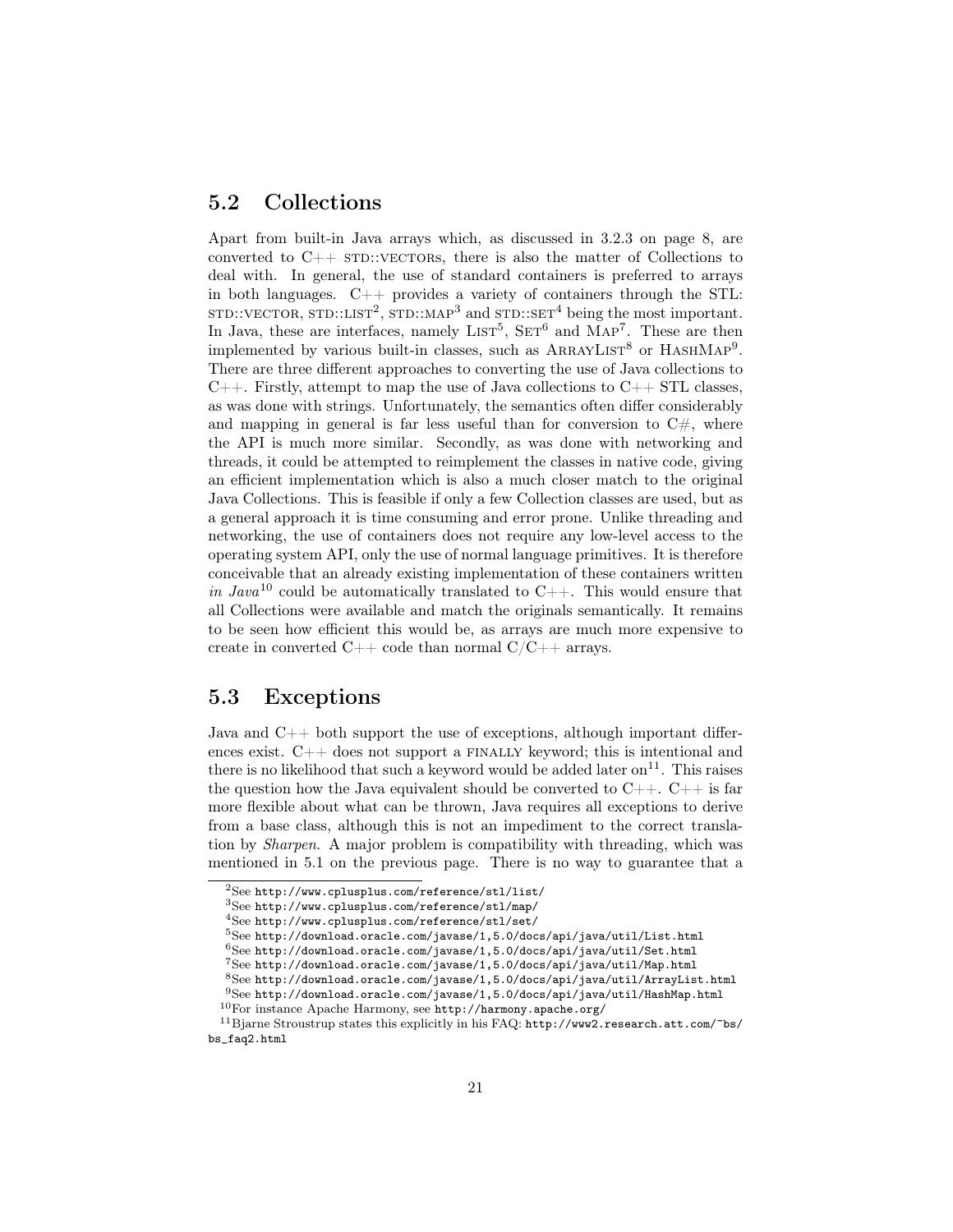## 5.2 Collections

Apart from built-in Java arrays which, as discussed in 3.2.3 on page 8, are converted to C++ STD::VECTORs, there is also the matter of Collections to deal with. In general, the use of standard containers is preferred to arrays in both languages. C++ provides a variety of containers through the STL: STD::VECTOR, STD::LIST[2], STD::MAP[3] and STD::SET[4] being the most important. In Java, these are interfaces, namely LIST[5], SET[6] and MAP[7]. These are then implemented by various built-in classes, such as ARRAYLIST[8] or HASHMAP[9]. There are three different approaches to converting the use of Java collections to C++. Firstly, attempt to map the use of Java collections to C++ STL classes, as was done with strings. Unfortunately, the semantics often differ considerably and mapping in general is far less useful than for conversion to C#, where the API is much more similar. Secondly, as was done with networking and threads, it could be attempted to reimplement the classes in native code, giving an efficient implementation which is also a much closer match to the original Java Collections. This is feasible if only a few Collection classes are used, but as a general approach it is time consuming and error prone. Unlike threading and networking, the use of containers does not require any low-level access to the operating system API, only the use of normal language primitives. It is therefore conceivable that an already existing implementation of these containers written *in Java*[10] could be automatically translated to C++. This would ensure that all Collections were available and match the originals semantically. It remains to be seen how efficient this would be, as arrays are much more expensive to create in converted C++ code than normal C/C++ arrays.

## 5.3 Exceptions

Java and C++ both support the use of exceptions, although important differences exist. C++ does not support a FINALLY keyword; this is intentional and there is no likelihood that such a keyword would be added later on[11]. This raises the question how the Java equivalent should be converted to C++. C++ is far more flexible about what can be thrown, Java requires all exceptions to derive from a base class, although this is not an impediment to the correct translation by *Sharpen*. A major problem is compatibility with threading, which was mentioned in 5.1 on the previous page. There is no way to guarantee that a

---

[2] See http://www.cplusplus.com/reference/stl/list/

[3] See http://www.cplusplus.com/reference/stl/map/

[4] See http://www.cplusplus.com/reference/stl/set/

[5] See http://download.oracle.com/javase/1,5.0/docs/api/java/util/List.html

[6] See http://download.oracle.com/javase/1,5.0/docs/api/java/util/Set.html

[7] See http://download.oracle.com/javase/1,5.0/docs/api/java/util/Map.html

[8] See http://download.oracle.com/javase/1,5.0/docs/api/java/util/ArrayList.html

[9] See http://download.oracle.com/javase/1,5.0/docs/api/java/util/HashMap.html

[10] For instance Apache Harmony, see http://harmony.apache.org/

[11] Bjarne Stroustrup states this explicitly in his FAQ: http://www2.research.att.com/~bs/bs_faq2.html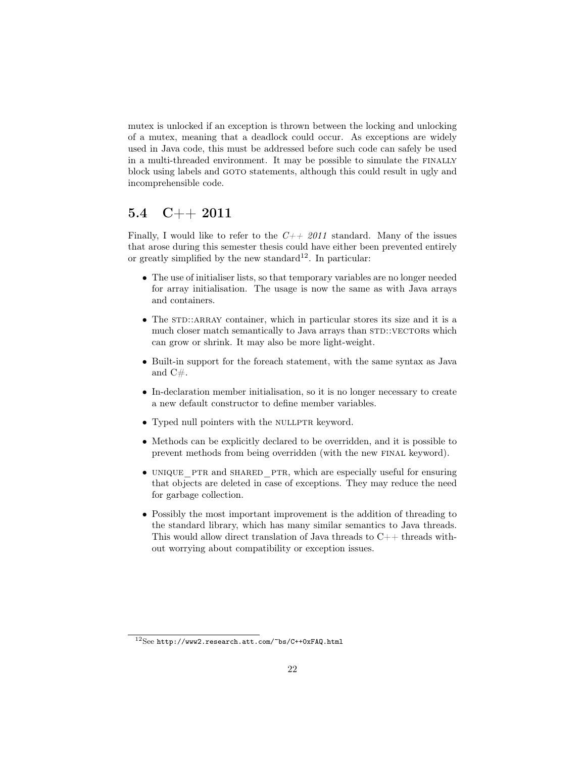mutex is unlocked if an exception is thrown between the locking and unlocking of a mutex, meaning that a deadlock could occur. As exceptions are widely used in Java code, this must be addressed before such code can safely be used in a multi-threaded environment. It may be possible to simulate the FINALLY block using labels and GOTO statements, although this could result in ugly and incomprehensible code.

## 5.4 C++ 2011

Finally, I would like to refer to the *C++ 2011* standard. Many of the issues that arose during this semester thesis could have either been prevented entirely or greatly simplified by the new standard[12]. In particular:

- The use of initialiser lists, so that temporary variables are no longer needed for array initialisation. The usage is now the same as with Java arrays and containers.
- The STD::ARRAY container, which in particular stores its size and it is a much closer match semantically to Java arrays than STD::VECTORs which can grow or shrink. It may also be more light-weight.
- Built-in support for the foreach statement, with the same syntax as Java and C#.
- In-declaration member initialisation, so it is no longer necessary to create a new default constructor to define member variables.
- Typed null pointers with the NULLPTR keyword.
- Methods can be explicitly declared to be overridden, and it is possible to prevent methods from being overridden (with the new FINAL keyword).
- UNIQUE_PTR and SHARED_PTR, which are especially useful for ensuring that objects are deleted in case of exceptions. They may reduce the need for garbage collection.
- Possibly the most important improvement is the addition of threading to the standard library, which has many similar semantics to Java threads. This would allow direct translation of Java threads to C++ threads without worrying about compatibility or exception issues.

[12] See `http://www2.research.att.com/~bs/C++0xFAQ.html`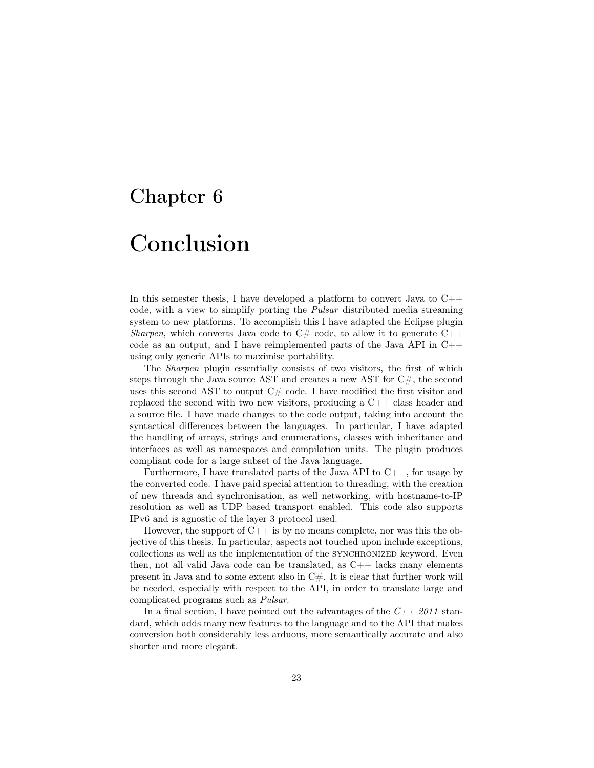# Chapter 6

# Conclusion

In this semester thesis, I have developed a platform to convert Java to C++ code, with a view to simplify porting the *Pulsar* distributed media streaming system to new platforms. To accomplish this I have adapted the Eclipse plugin *Sharpen*, which converts Java code to C# code, to allow it to generate C++ code as an output, and I have reimplemented parts of the Java API in C++ using only generic APIs to maximise portability.

The *Sharpen* plugin essentially consists of two visitors, the first of which steps through the Java source AST and creates a new AST for C#, the second uses this second AST to output C# code. I have modified the first visitor and replaced the second with two new visitors, producing a C++ class header and a source file. I have made changes to the code output, taking into account the syntactical differences between the languages. In particular, I have adapted the handling of arrays, strings and enumerations, classes with inheritance and interfaces as well as namespaces and compilation units. The plugin produces compliant code for a large subset of the Java language.

Furthermore, I have translated parts of the Java API to C++, for usage by the converted code. I have paid special attention to threading, with the creation of new threads and synchronisation, as well networking, with hostname-to-IP resolution as well as UDP based transport enabled. This code also supports IPv6 and is agnostic of the layer 3 protocol used.

However, the support of C++ is by no means complete, nor was this the objective of this thesis. In particular, aspects not touched upon include exceptions, collections as well as the implementation of the SYNCHRONIZED keyword. Even then, not all valid Java code can be translated, as C++ lacks many elements present in Java and to some extent also in C#. It is clear that further work will be needed, especially with respect to the API, in order to translate large and complicated programs such as *Pulsar*.

In a final section, I have pointed out the advantages of the *C++ 2011* standard, which adds many new features to the language and to the API that makes conversion both considerably less arduous, more semantically accurate and also shorter and more elegant.